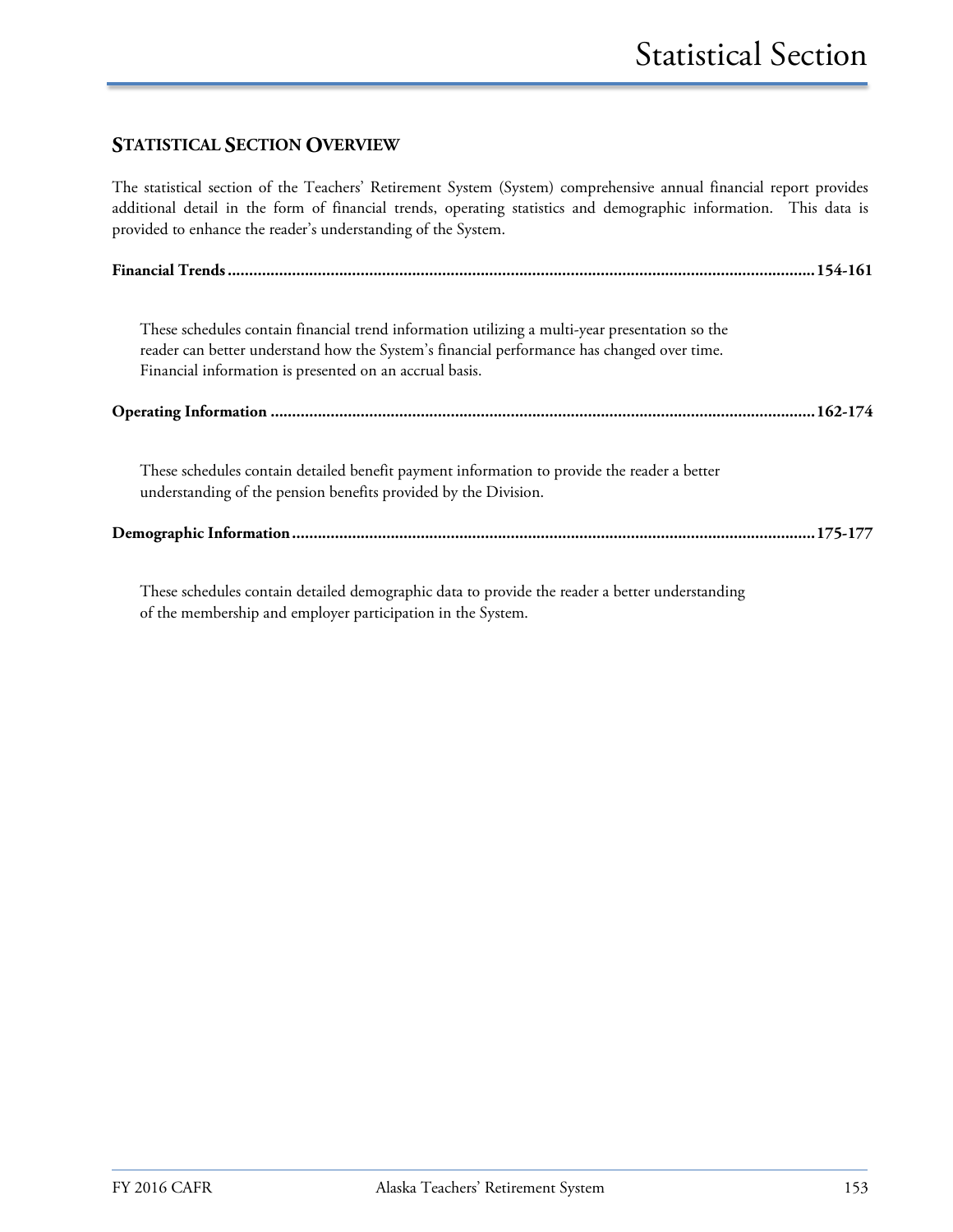# Statistical Section

## STATISTICAL SECTION OVERVIEW

The statistical section of the Teachers' Retirement System (System) comprehensive annual financial report provides additional detail in the form of financial trends, operating statistics and demographic information. This data is provided to enhance the reader's understanding of the System.

**Financial Trends ........................................................................................................................................154-161**

These schedules contain financial trend information utilizing a multi-year presentation so the reader can better understand how the System's financial performance has changed over time. Financial information is presented on an accrual basis.

**Operating Information ..............................................................................................................................162-174**

These schedules contain detailed benefit payment information to provide the reader a better understanding of the pension benefits provided by the Division.

**Demographic Information..........................................................................................................................175-177**

These schedules contain detailed demographic data to provide the reader a better understanding of the membership and employer participation in the System.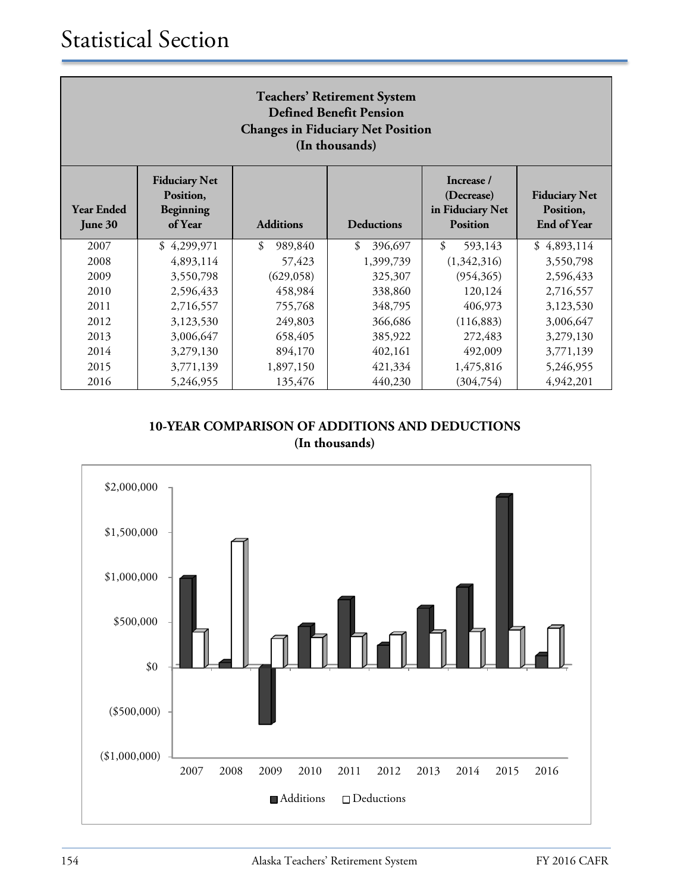# Statistical Section

| Teachers' Retirement System Defined Benefit Pension Changes in Fiduciary Net Position (In thousands) | | | | | |
|---|---|---|---|---|---|
| **Year Ended June 30** | **Fiduciary Net Position, Beginning of Year** | **Additions** | **Deductions** | **Increase / (Decrease) in Fiduciary Net Position** | **Fiduciary Net Position, End of Year** |
| 2007 | $ 4,299,971 | $ 989,840 | $ 396,697 | $ 593,143 | $ 4,893,114 |
| 2008 | 4,893,114 | 57,423 | 1,399,739 | (1,342,316) | 3,550,798 |
| 2009 | 3,550,798 | (629,058) | 325,307 | (954,365) | 2,596,433 |
| 2010 | 2,596,433 | 458,984 | 338,860 | 120,124 | 2,716,557 |
| 2011 | 2,716,557 | 755,768 | 348,795 | 406,973 | 3,123,530 |
| 2012 | 3,123,530 | 249,803 | 366,686 | (116,883) | 3,006,647 |
| 2013 | 3,006,647 | 658,405 | 385,922 | 272,483 | 3,279,130 |
| 2014 | 3,279,130 | 894,170 | 402,161 | 492,009 | 3,771,139 |
| 2015 | 3,771,139 | 1,897,150 | 421,334 | 1,475,816 | 5,246,955 |
| 2016 | 5,246,955 | 135,476 | 440,230 | (304,754) | 4,942,201 |

**10-YEAR COMPARISON OF ADDITIONS AND DEDUCTIONS**
**(In thousands)**

$2,000,000
$1,500,000
$1,000,000
$500,000
$0
($500,000)
($1,000,000)

2007 2008 2009 2010 2011 2012 2013 2014 2015 2016

Additions Deductions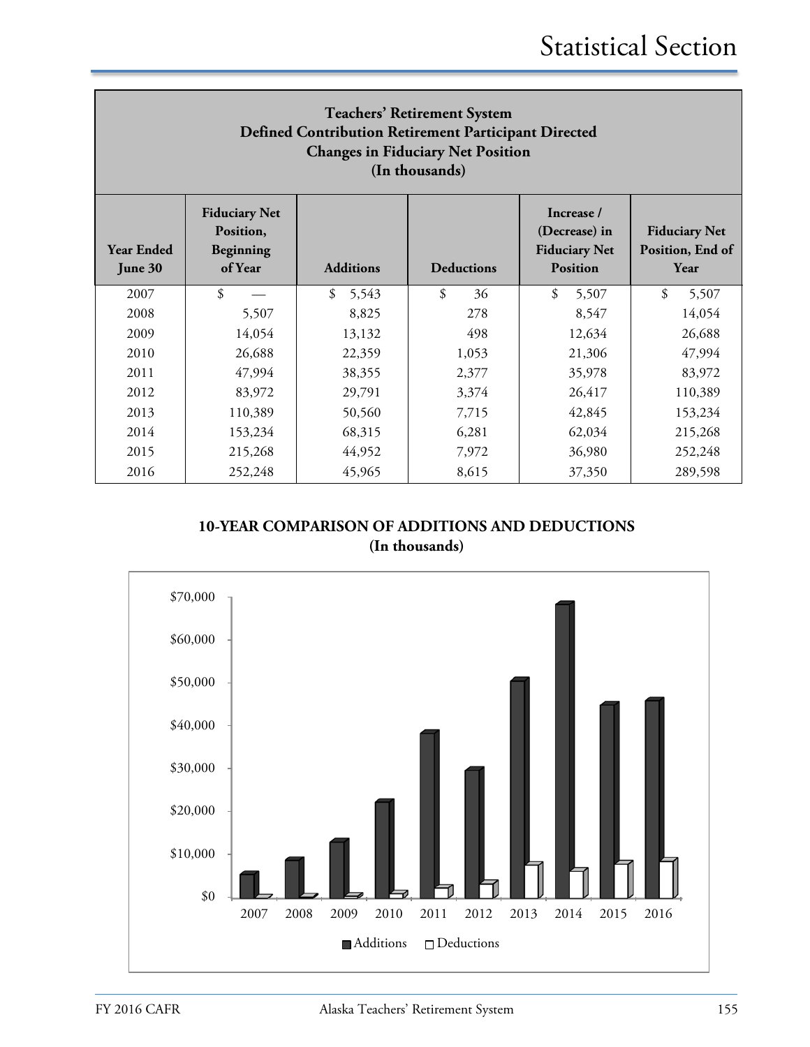# Statistical Section

## Teachers' Retirement System
## Defined Contribution Retirement Participant Directed
## Changes in Fiduciary Net Position
## (In thousands)

| Year Ended June 30 | Fiduciary Net Position, Beginning of Year | Additions | Deductions | Increase / (Decrease) in Fiduciary Net Position | Fiduciary Net Position, End of Year |
|---|---|---|---|---|---|
| 2007 | $ — | $ 5,543 | $ 36 | $ 5,507 | $ 5,507 |
| 2008 | 5,507 | 8,825 | 278 | 8,547 | 14,054 |
| 2009 | 14,054 | 13,132 | 498 | 12,634 | 26,688 |
| 2010 | 26,688 | 22,359 | 1,053 | 21,306 | 47,994 |
| 2011 | 47,994 | 38,355 | 2,377 | 35,978 | 83,972 |
| 2012 | 83,972 | 29,791 | 3,374 | 26,417 | 110,389 |
| 2013 | 110,389 | 50,560 | 7,715 | 42,845 | 153,234 |
| 2014 | 153,234 | 68,315 | 6,281 | 62,034 | 215,268 |
| 2015 | 215,268 | 44,952 | 7,972 | 36,980 | 252,248 |
| 2016 | 252,248 | 45,965 | 8,615 | 37,350 | 289,598 |

## 10-YEAR COMPARISON OF ADDITIONS AND DEDUCTIONS
## (In thousands)

$70,000
$60,000
$50,000
$40,000
$30,000
$20,000
$10,000
$0

2007 2008 2009 2010 2011 2012 2013 2014 2015 2016

Additions Deductions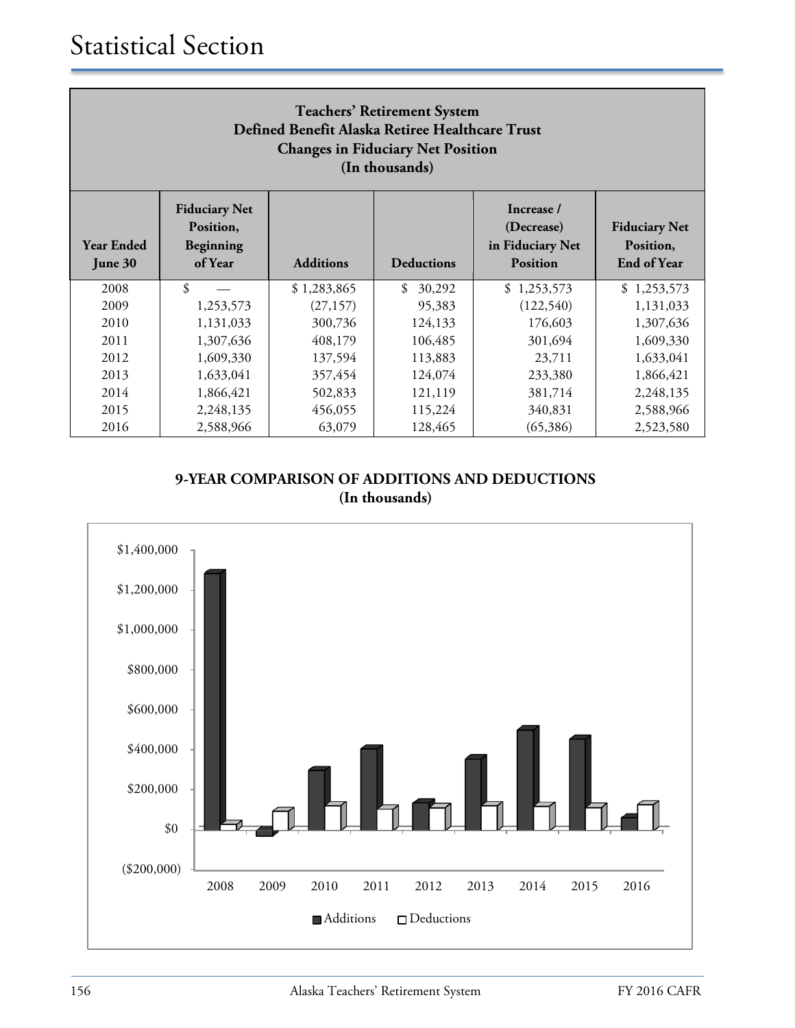# Statistical Section

**Teachers' Retirement System**
**Defined Benefit Alaska Retiree Healthcare Trust**
**Changes in Fiduciary Net Position**
**(In thousands)**

| Year Ended June 30 | Fiduciary Net Position, Beginning of Year | Additions | Deductions | Increase / (Decrease) in Fiduciary Net Position | Fiduciary Net Position, End of Year |
|---|---|---|---|---|---|
| 2008 | $ — | $ 1,283,865 | $ 30,292 | $ 1,253,573 | $ 1,253,573 |
| 2009 | 1,253,573 | (27,157) | 95,383 | (122,540) | 1,131,033 |
| 2010 | 1,131,033 | 300,736 | 124,133 | 176,603 | 1,307,636 |
| 2011 | 1,307,636 | 408,179 | 106,485 | 301,694 | 1,609,330 |
| 2012 | 1,609,330 | 137,594 | 113,883 | 23,711 | 1,633,041 |
| 2013 | 1,633,041 | 357,454 | 124,074 | 233,380 | 1,866,421 |
| 2014 | 1,866,421 | 502,833 | 121,119 | 381,714 | 2,248,135 |
| 2015 | 2,248,135 | 456,055 | 115,224 | 340,831 | 2,588,966 |
| 2016 | 2,588,966 | 63,079 | 128,465 | (65,386) | 2,523,580 |

**9-YEAR COMPARISON OF ADDITIONS AND DEDUCTIONS**
**(In thousands)**

$1,400,000
$1,200,000
$1,000,000
$800,000
$600,000
$400,000
$200,000
$0
($200,000)

2008 2009 2010 2011 2012 2013 2014 2015 2016

Additions Deductions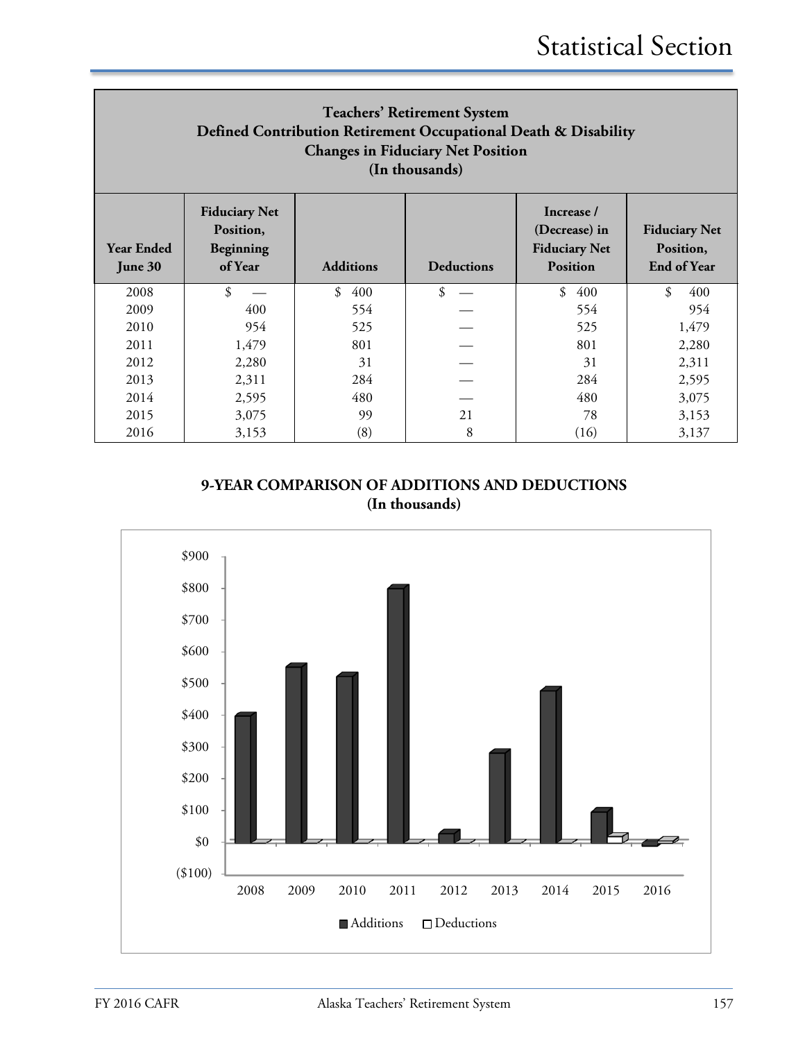| Teachers' Retirement System Defined Contribution Retirement Occupational Death & Disability Changes in Fiduciary Net Position (In thousands) | | | | | |
|---|---|---|---|---|---|
| Year Ended June 30 | Fiduciary Net Position, Beginning of Year | Additions | Deductions | Increase / (Decrease) in Fiduciary Net Position | Fiduciary Net Position, End of Year |
| 2008 | $ — | $ 400 | $ — | $ 400 | $ 400 |
| 2009 | 400 | 554 | — | 554 | 954 |
| 2010 | 954 | 525 | — | 525 | 1,479 |
| 2011 | 1,479 | 801 | — | 801 | 2,280 |
| 2012 | 2,280 | 31 | — | 31 | 2,311 |
| 2013 | 2,311 | 284 | — | 284 | 2,595 |
| 2014 | 2,595 | 480 | — | 480 | 3,075 |
| 2015 | 3,075 | 99 | 21 | 78 | 3,153 |
| 2016 | 3,153 | (8) | 8 | (16) | 3,137 |

**9-YEAR COMPARISON OF ADDITIONS AND DEDUCTIONS**
**(In thousands)**

$900
$800
$700
$600
$500
$400
$300
$200
$100
$0
($100)

2008 2009 2010 2011 2012 2013 2014 2015 2016

Additions Deductions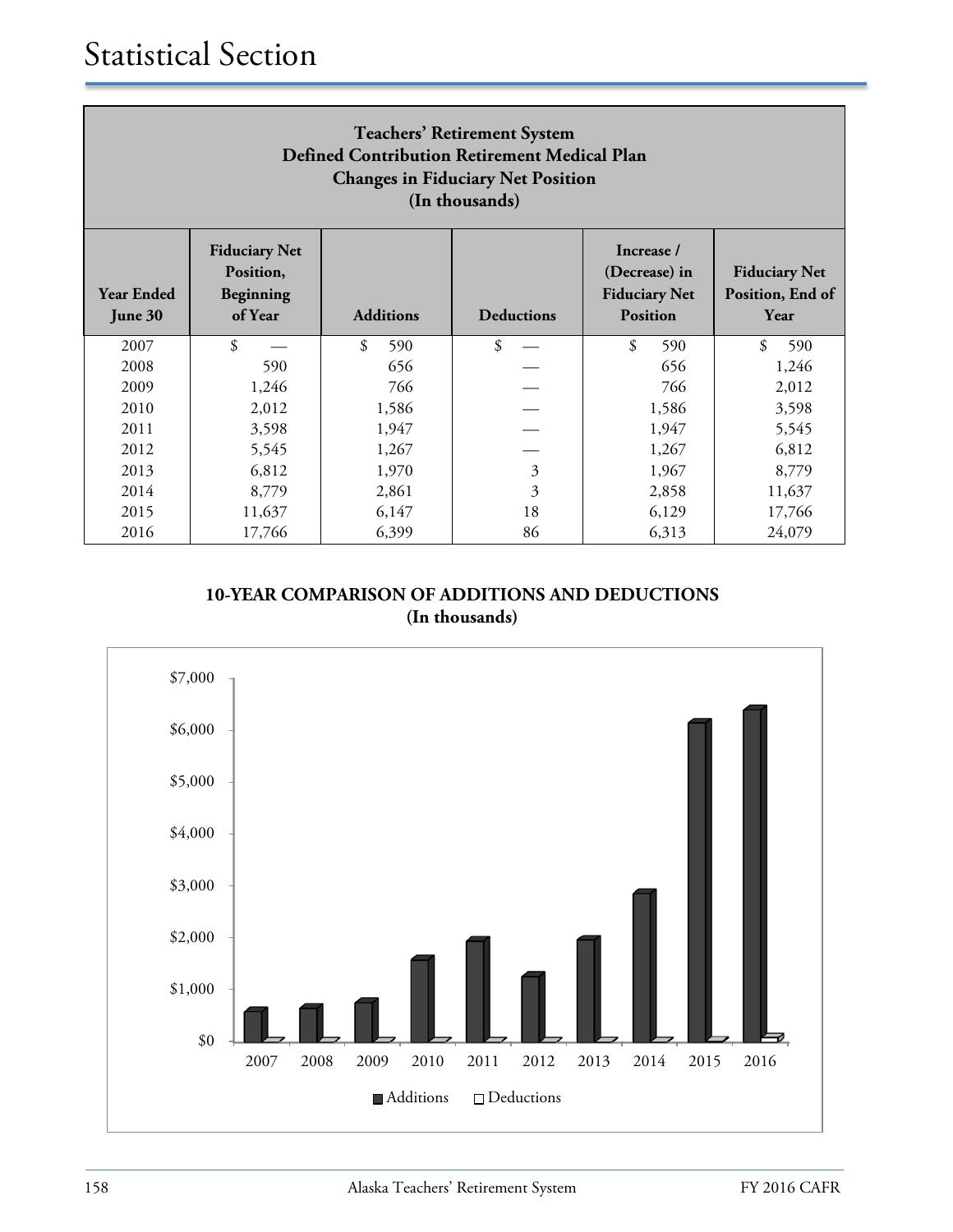# Statistical Section

| Teachers' Retirement System<br>Defined Contribution Retirement Medical Plan<br>Changes in Fiduciary Net Position<br>(In thousands) | | | | | |
|---|---|---|---|---|---|
| **Year Ended June 30** | **Fiduciary Net Position, Beginning of Year** | **Additions** | **Deductions** | **Increase / (Decrease) in Fiduciary Net Position** | **Fiduciary Net Position, End of Year** |
| 2007 | $ — | $ 590 | $ — | $ 590 | $ 590 |
| 2008 | 590 | 656 | — | 656 | 1,246 |
| 2009 | 1,246 | 766 | — | 766 | 2,012 |
| 2010 | 2,012 | 1,586 | — | 1,586 | 3,598 |
| 2011 | 3,598 | 1,947 | — | 1,947 | 5,545 |
| 2012 | 5,545 | 1,267 | — | 1,267 | 6,812 |
| 2013 | 6,812 | 1,970 | 3 | 1,967 | 8,779 |
| 2014 | 8,779 | 2,861 | 3 | 2,858 | 11,637 |
| 2015 | 11,637 | 6,147 | 18 | 6,129 | 17,766 |
| 2016 | 17,766 | 6,399 | 86 | 6,313 | 24,079 |

**10-YEAR COMPARISON OF ADDITIONS AND DEDUCTIONS**
**(In thousands)**

$7,000
$6,000
$5,000
$4,000
$3,000
$2,000
$1,000
$0

2007 2008 2009 2010 2011 2012 2013 2014 2015 2016

Additions Deductions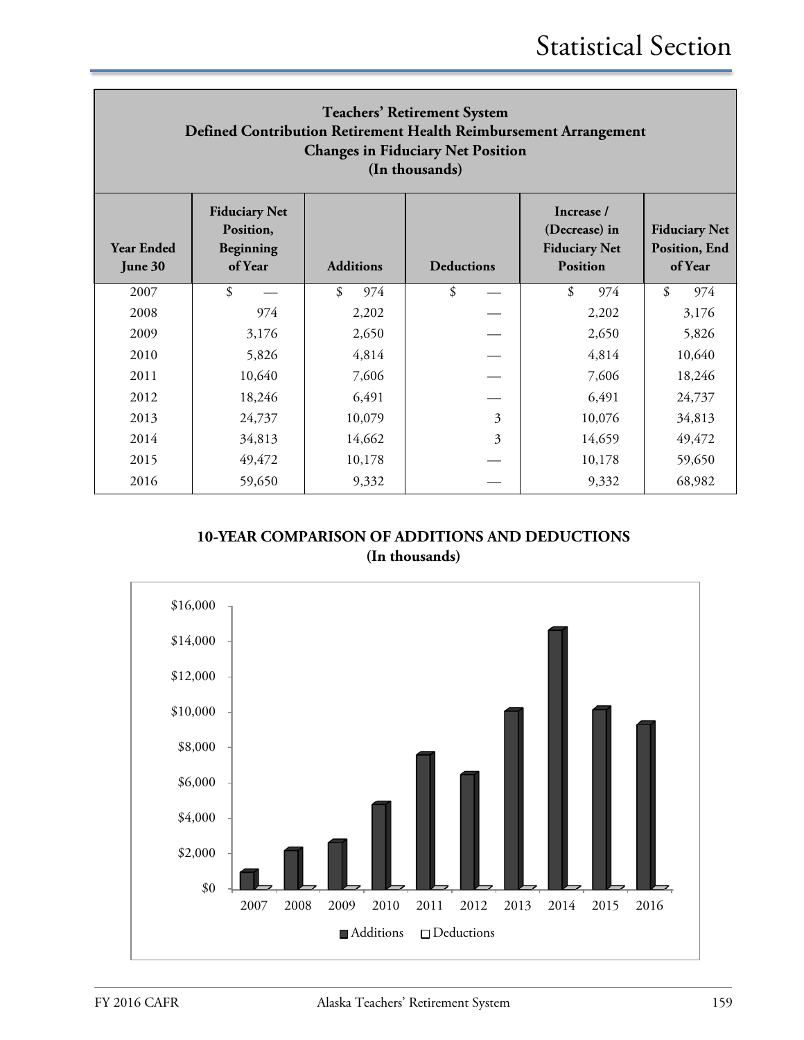# Statistical Section

| Teachers' Retirement System<br>Defined Contribution Retirement Health Reimbursement Arrangement<br>Changes in Fiduciary Net Position<br>(In thousands) | | | | | |
|---|---|---|---|---|---|
| **Year Ended June 30** | **Fiduciary Net Position, Beginning of Year** | **Additions** | **Deductions** | **Increase / (Decrease) in Fiduciary Net Position** | **Fiduciary Net Position, End of Year** |
| 2007 | $ — | $ 974 | $ — | $ 974 | $ 974 |
| 2008 | 974 | 2,202 | — | 2,202 | 3,176 |
| 2009 | 3,176 | 2,650 | — | 2,650 | 5,826 |
| 2010 | 5,826 | 4,814 | — | 4,814 | 10,640 |
| 2011 | 10,640 | 7,606 | — | 7,606 | 18,246 |
| 2012 | 18,246 | 6,491 | — | 6,491 | 24,737 |
| 2013 | 24,737 | 10,079 | 3 | 10,076 | 34,813 |
| 2014 | 34,813 | 14,662 | 3 | 14,659 | 49,472 |
| 2015 | 49,472 | 10,178 | — | 10,178 | 59,650 |
| 2016 | 59,650 | 9,332 | — | 9,332 | 68,982 |

**10-YEAR COMPARISON OF ADDITIONS AND DEDUCTIONS**
**(In thousands)**

$16,000
$14,000
$12,000
$10,000
$8,000
$6,000
$4,000
$2,000
$0

2007 2008 2009 2010 2011 2012 2013 2014 2015 2016

Additions Deductions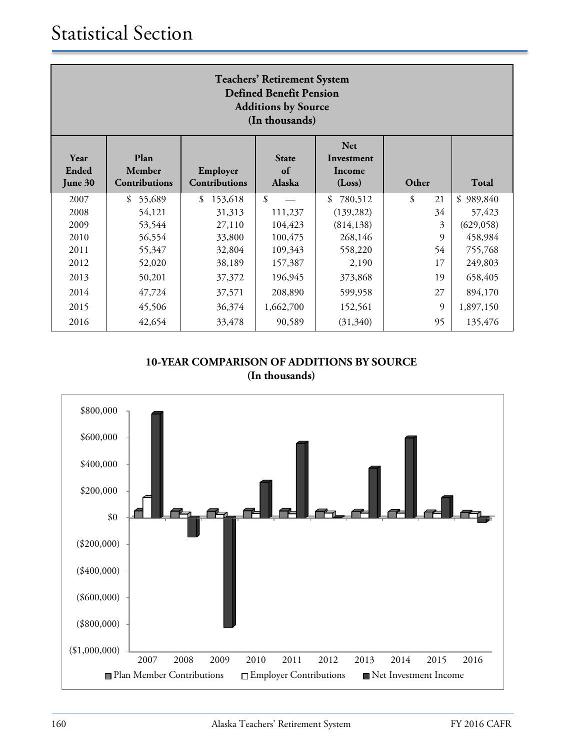# Statistical Section

| Teachers' Retirement System<br>Defined Benefit Pension<br>Additions by Source<br>(In thousands) | | | | | | |
|---|---|---|---|---|---|---|
| **Year Ended June 30** | **Plan Member Contributions** | **Employer Contributions** | **State of Alaska** | **Net Investment Income (Loss)** | **Other** | **Total** |
| 2007 | $ 55,689 | $ 153,618 | $ — | $ 780,512 | $ 21 | $ 989,840 |
| 2008 | 54,121 | 31,313 | 111,237 | (139,282) | 34 | 57,423 |
| 2009 | 53,544 | 27,110 | 104,423 | (814,138) | 3 | (629,058) |
| 2010 | 56,554 | 33,800 | 100,475 | 268,146 | 9 | 458,984 |
| 2011 | 55,347 | 32,804 | 109,343 | 558,220 | 54 | 755,768 |
| 2012 | 52,020 | 38,189 | 157,387 | 2,190 | 17 | 249,803 |
| 2013 | 50,201 | 37,372 | 196,945 | 373,868 | 19 | 658,405 |
| 2014 | 47,724 | 37,571 | 208,890 | 599,958 | 27 | 894,170 |
| 2015 | 45,506 | 36,374 | 1,662,700 | 152,561 | 9 | 1,897,150 |
| 2016 | 42,654 | 33,478 | 90,589 | (31,340) | 95 | 135,476 |

**10-YEAR COMPARISON OF ADDITIONS BY SOURCE**
**(In thousands)**

$800,000
$600,000
$400,000
$200,000
$0
($200,000)
($400,000)
($600,000)
($800,000)
($1,000,000)

2007 2008 2009 2010 2011 2012 2013 2014 2015 2016

Plan Member Contributions
Employer Contributions
Net Investment Income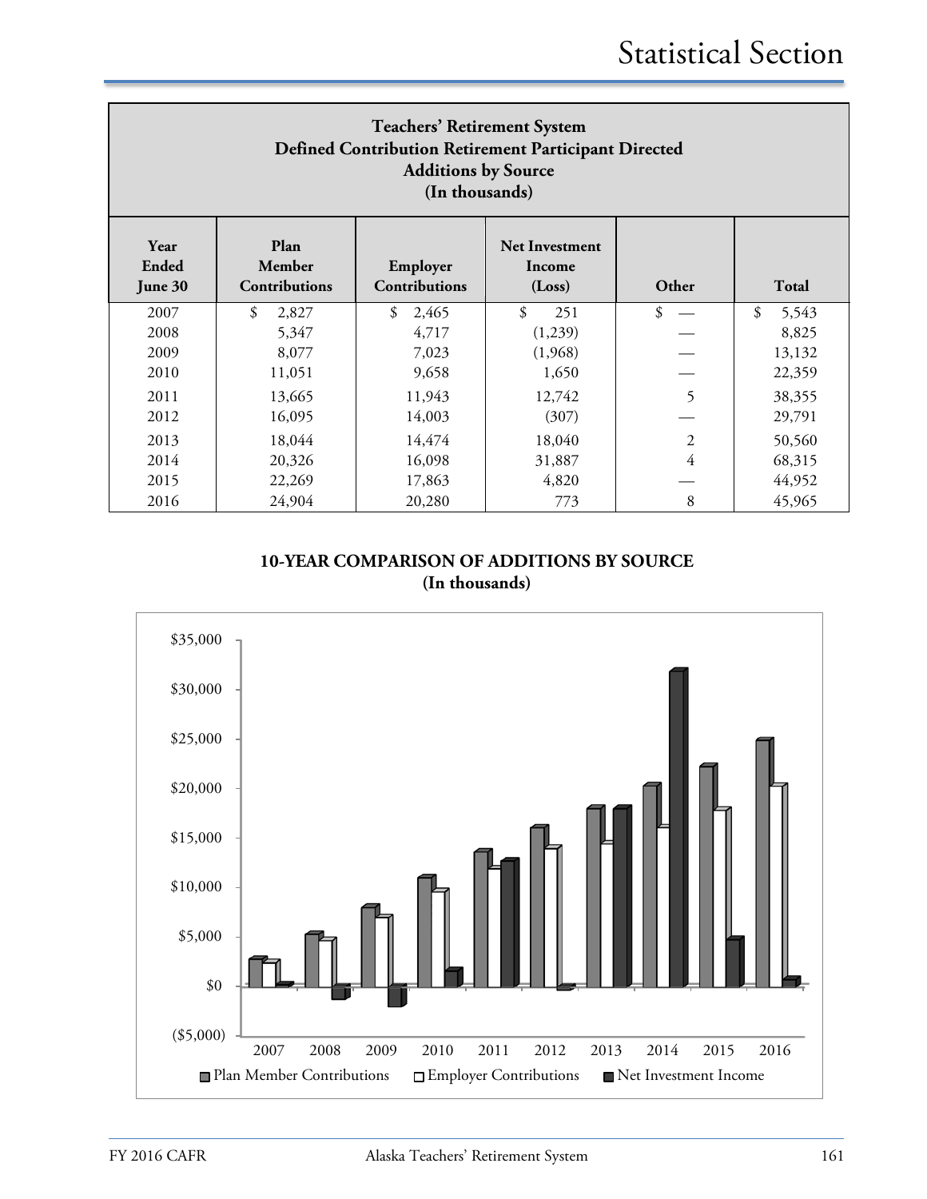# Statistical Section

| Teachers' Retirement System Defined Contribution Retirement Participant Directed Additions by Source (In thousands) | | | | | |
|---|---|---|---|---|---|
| Year Ended June 30 | Plan Member Contributions | Employer Contributions | Net Investment Income (Loss) | Other | Total |
| 2007 | $ 2,827 | $ 2,465 | $ 251 | $ — | $ 5,543 |
| 2008 | 5,347 | 4,717 | (1,239) | — | 8,825 |
| 2009 | 8,077 | 7,023 | (1,968) | — | 13,132 |
| 2010 | 11,051 | 9,658 | 1,650 | — | 22,359 |
| 2011 | 13,665 | 11,943 | 12,742 | 5 | 38,355 |
| 2012 | 16,095 | 14,003 | (307) | — | 29,791 |
| 2013 | 18,044 | 14,474 | 18,040 | 2 | 50,560 |
| 2014 | 20,326 | 16,098 | 31,887 | 4 | 68,315 |
| 2015 | 22,269 | 17,863 | 4,820 | — | 44,952 |
| 2016 | 24,904 | 20,280 | 773 | 8 | 45,965 |

**10-YEAR COMPARISON OF ADDITIONS BY SOURCE**
**(In thousands)**

$35,000
$30,000
$25,000
$20,000
$15,000
$10,000
$5,000
$0
($5,000)

2007 2008 2009 2010 2011 2012 2013 2014 2015 2016

Plan Member Contributions Employer Contributions Net Investment Income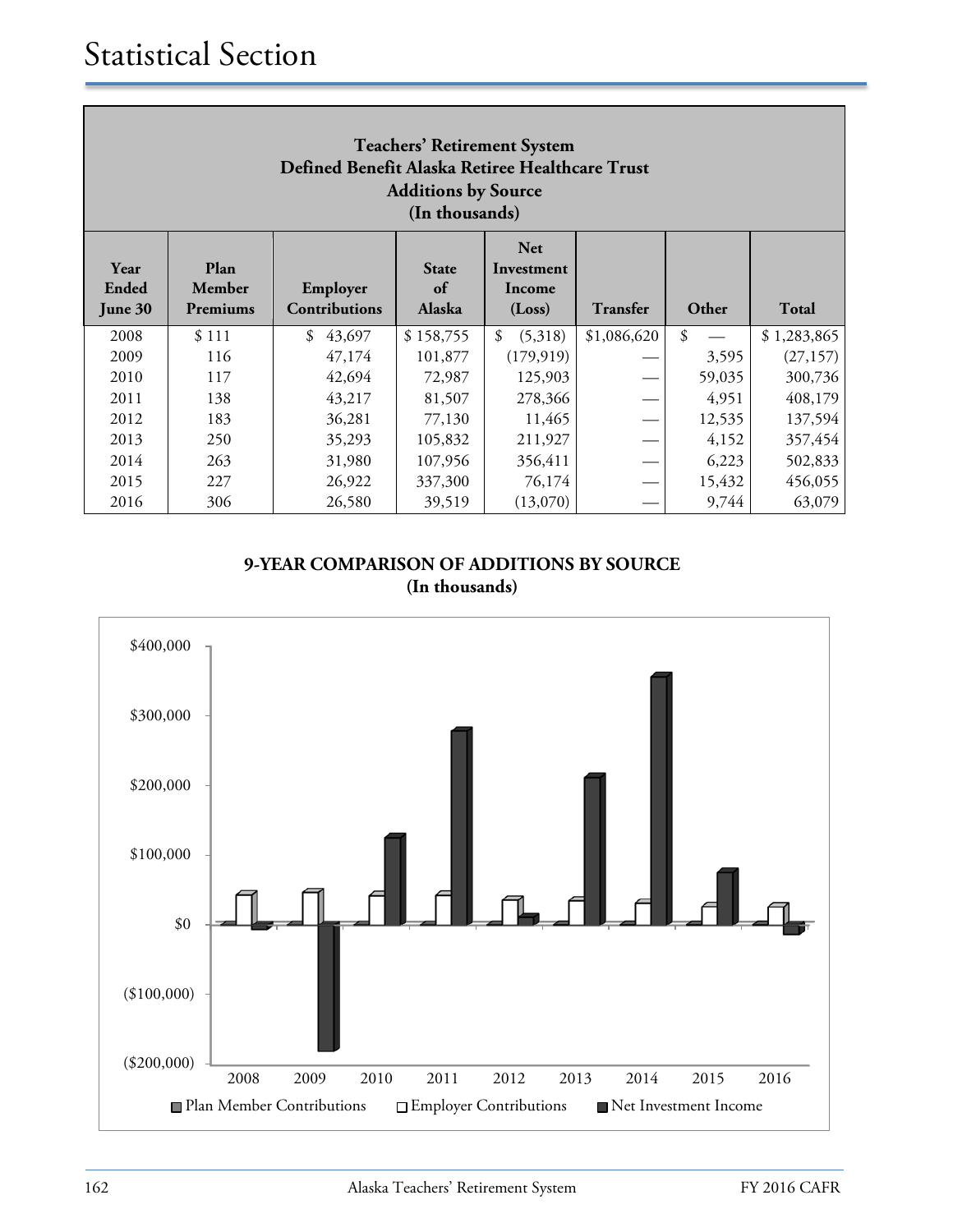# Statistical Section

**Teachers' Retirement System**
**Defined Benefit Alaska Retiree Healthcare Trust**
**Additions by Source**
**(In thousands)**

| Year Ended June 30 | Plan Member Premiums | Employer Contributions | State of Alaska | Net Investment Income (Loss) | Transfer | Other | Total |
|---|---|---|---|---|---|---|---|
| 2008 | $ 111 | $ 43,697 | $ 158,755 | $ (5,318) | $1,086,620 | $ — | $ 1,283,865 |
| 2009 | 116 | 47,174 | 101,877 | (179,919) | — | 3,595 | (27,157) |
| 2010 | 117 | 42,694 | 72,987 | 125,903 | — | 59,035 | 300,736 |
| 2011 | 138 | 43,217 | 81,507 | 278,366 | — | 4,951 | 408,179 |
| 2012 | 183 | 36,281 | 77,130 | 11,465 | — | 12,535 | 137,594 |
| 2013 | 250 | 35,293 | 105,832 | 211,927 | — | 4,152 | 357,454 |
| 2014 | 263 | 31,980 | 107,956 | 356,411 | — | 6,223 | 502,833 |
| 2015 | 227 | 26,922 | 337,300 | 76,174 | — | 15,432 | 456,055 |
| 2016 | 306 | 26,580 | 39,519 | (13,070) | — | 9,744 | 63,079 |

**9-YEAR COMPARISON OF ADDITIONS BY SOURCE**
**(In thousands)**

$400,000
$300,000
$200,000
$100,000
$0
($100,000)
($200,000)

2008 2009 2010 2011 2012 2013 2014 2015 2016

Plan Member Contributions
Employer Contributions
Net Investment Income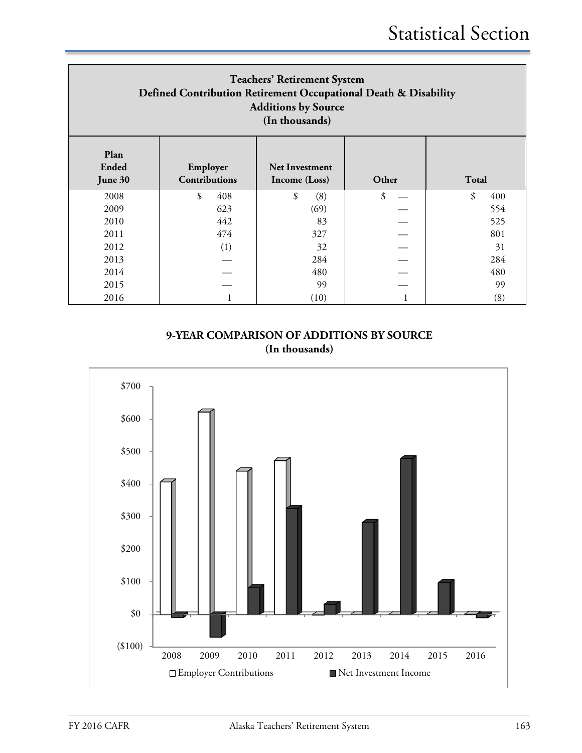# Statistical Section

| Teachers' Retirement System<br>Defined Contribution Retirement Occupational Death & Disability<br>Additions by Source<br>(In thousands) | | | | |
|---|---|---|---|---|
| **Plan Ended June 30** | **Employer Contributions** | **Net Investment Income (Loss)** | **Other** | **Total** |
| 2008 | $ 408 | $ (8) | $ — | $ 400 |
| 2009 | 623 | (69) | — | 554 |
| 2010 | 442 | 83 | — | 525 |
| 2011 | 474 | 327 | — | 801 |
| 2012 | (1) | 32 | — | 31 |
| 2013 | — | 284 | — | 284 |
| 2014 | — | 480 | — | 480 |
| 2015 | — | 99 | — | 99 |
| 2016 | 1 | (10) | 1 | (8) |

**9-YEAR COMPARISON OF ADDITIONS BY SOURCE**
**(In thousands)**

$700
$600
$500
$400
$300
$200
$100
$0
($100)

2008 2009 2010 2011 2012 2013 2014 2015 2016

Employer Contributions
Net Investment Income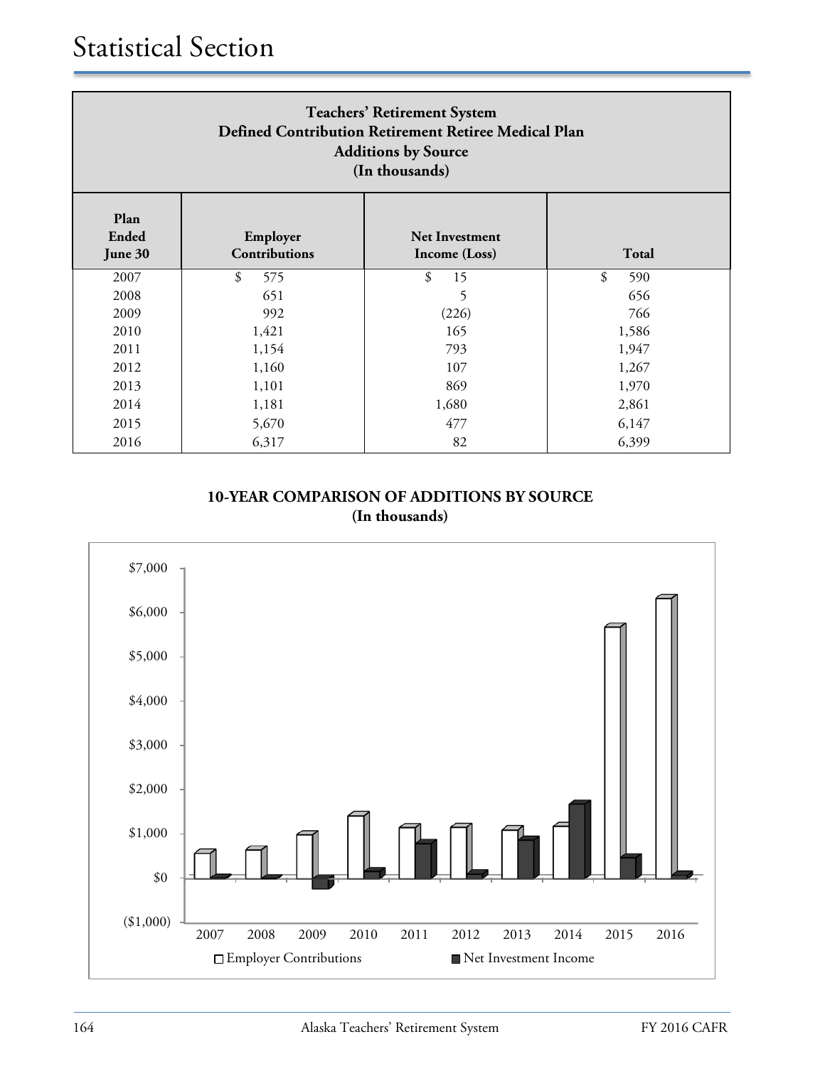# Statistical Section

| Teachers' Retirement System<br>Defined Contribution Retirement Retiree Medical Plan<br>Additions by Source<br>(In thousands) | | | |
|---|---|---|---|
| **Plan Ended June 30** | **Employer Contributions** | **Net Investment Income (Loss)** | **Total** |
| 2007 | $ 575 | $ 15 | $ 590 |
| 2008 | 651 | 5 | 656 |
| 2009 | 992 | (226) | 766 |
| 2010 | 1,421 | 165 | 1,586 |
| 2011 | 1,154 | 793 | 1,947 |
| 2012 | 1,160 | 107 | 1,267 |
| 2013 | 1,101 | 869 | 1,970 |
| 2014 | 1,181 | 1,680 | 2,861 |
| 2015 | 5,670 | 477 | 6,147 |
| 2016 | 6,317 | 82 | 6,399 |

**10-YEAR COMPARISON OF ADDITIONS BY SOURCE**
**(In thousands)**

$7,000
$6,000
$5,000
$4,000
$3,000
$2,000
$1,000
$0
($1,000)

2007 2008 2009 2010 2011 2012 2013 2014 2015 2016

Employer Contributions
Net Investment Income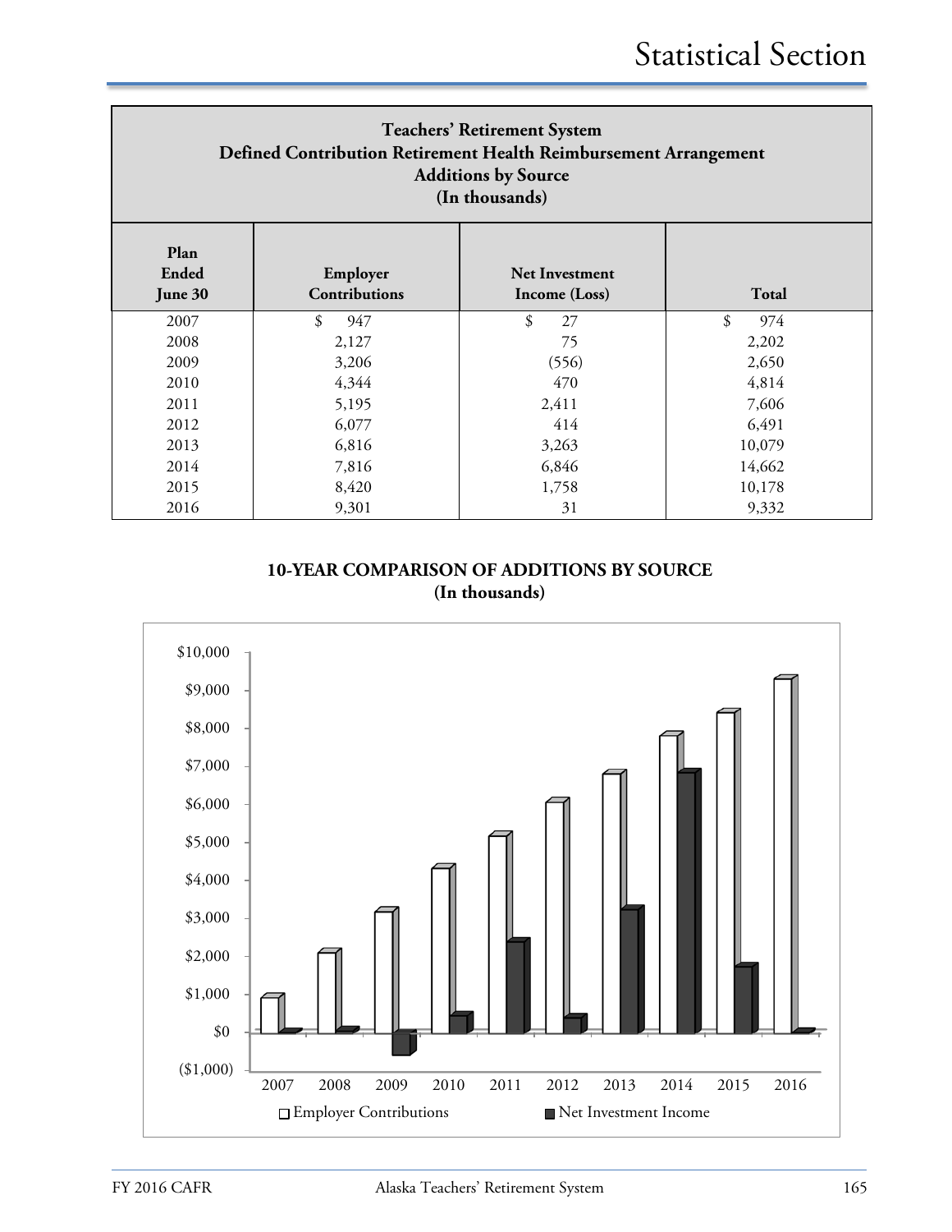# Statistical Section

## Teachers' Retirement System
## Defined Contribution Retirement Health Reimbursement Arrangement
## Additions by Source
## (In thousands)

| Plan Ended June 30 | Employer Contributions | Net Investment Income (Loss) | Total |
|---|---|---|---|
| 2007 | $ 947 | $ 27 | $ 974 |
| 2008 | 2,127 | 75 | 2,202 |
| 2009 | 3,206 | (556) | 2,650 |
| 2010 | 4,344 | 470 | 4,814 |
| 2011 | 5,195 | 2,411 | 7,606 |
| 2012 | 6,077 | 414 | 6,491 |
| 2013 | 6,816 | 3,263 | 10,079 |
| 2014 | 7,816 | 6,846 | 14,662 |
| 2015 | 8,420 | 1,758 | 10,178 |
| 2016 | 9,301 | 31 | 9,332 |

### 10-YEAR COMPARISON OF ADDITIONS BY SOURCE
### (In thousands)

$10,000
$9,000
$8,000
$7,000
$6,000
$5,000
$4,000
$3,000
$2,000
$1,000
$0
($1,000)

2007 2008 2009 2010 2011 2012 2013 2014 2015 2016

Employer Contributions
Net Investment Income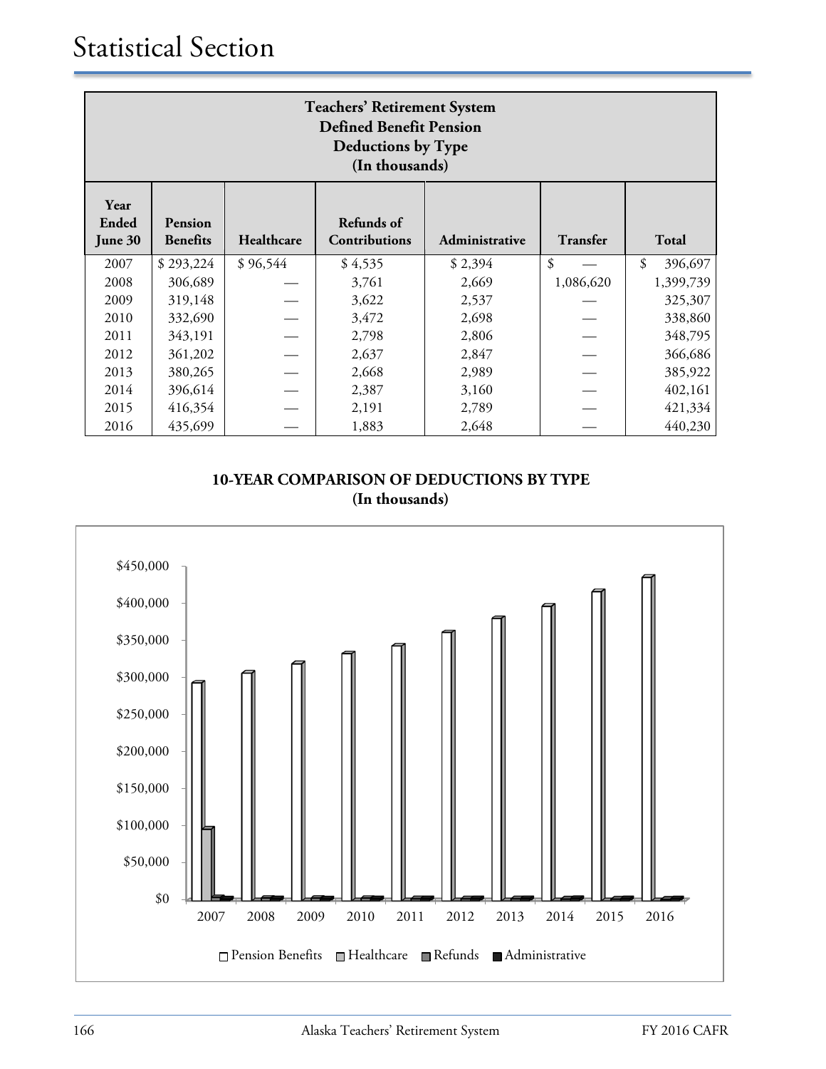# Statistical Section

| Teachers' Retirement System<br>Defined Benefit Pension<br>Deductions by Type<br>(In thousands) | | | | | | |
|---|---|---|---|---|---|---|
| Year Ended June 30 | Pension Benefits | Healthcare | Refunds of Contributions | Administrative | Transfer | Total |
| 2007 | $ 293,224 | $ 96,544 | $ 4,535 | $ 2,394 | $ — | $ 396,697 |
| 2008 | 306,689 | — | 3,761 | 2,669 | 1,086,620 | 1,399,739 |
| 2009 | 319,148 | — | 3,622 | 2,537 | — | 325,307 |
| 2010 | 332,690 | — | 3,472 | 2,698 | — | 338,860 |
| 2011 | 343,191 | — | 2,798 | 2,806 | — | 348,795 |
| 2012 | 361,202 | — | 2,637 | 2,847 | — | 366,686 |
| 2013 | 380,265 | — | 2,668 | 2,989 | — | 385,922 |
| 2014 | 396,614 | — | 2,387 | 3,160 | — | 402,161 |
| 2015 | 416,354 | — | 2,191 | 2,789 | — | 421,334 |
| 2016 | 435,699 | — | 1,883 | 2,648 | — | 440,230 |

**10-YEAR COMPARISON OF DEDUCTIONS BY TYPE**
**(In thousands)**

$450,000
$400,000
$350,000
$300,000
$250,000
$200,000
$150,000
$100,000
$50,000
$0

2007 2008 2009 2010 2011 2012 2013 2014 2015 2016

Pension Benefits Healthcare Refunds Administrative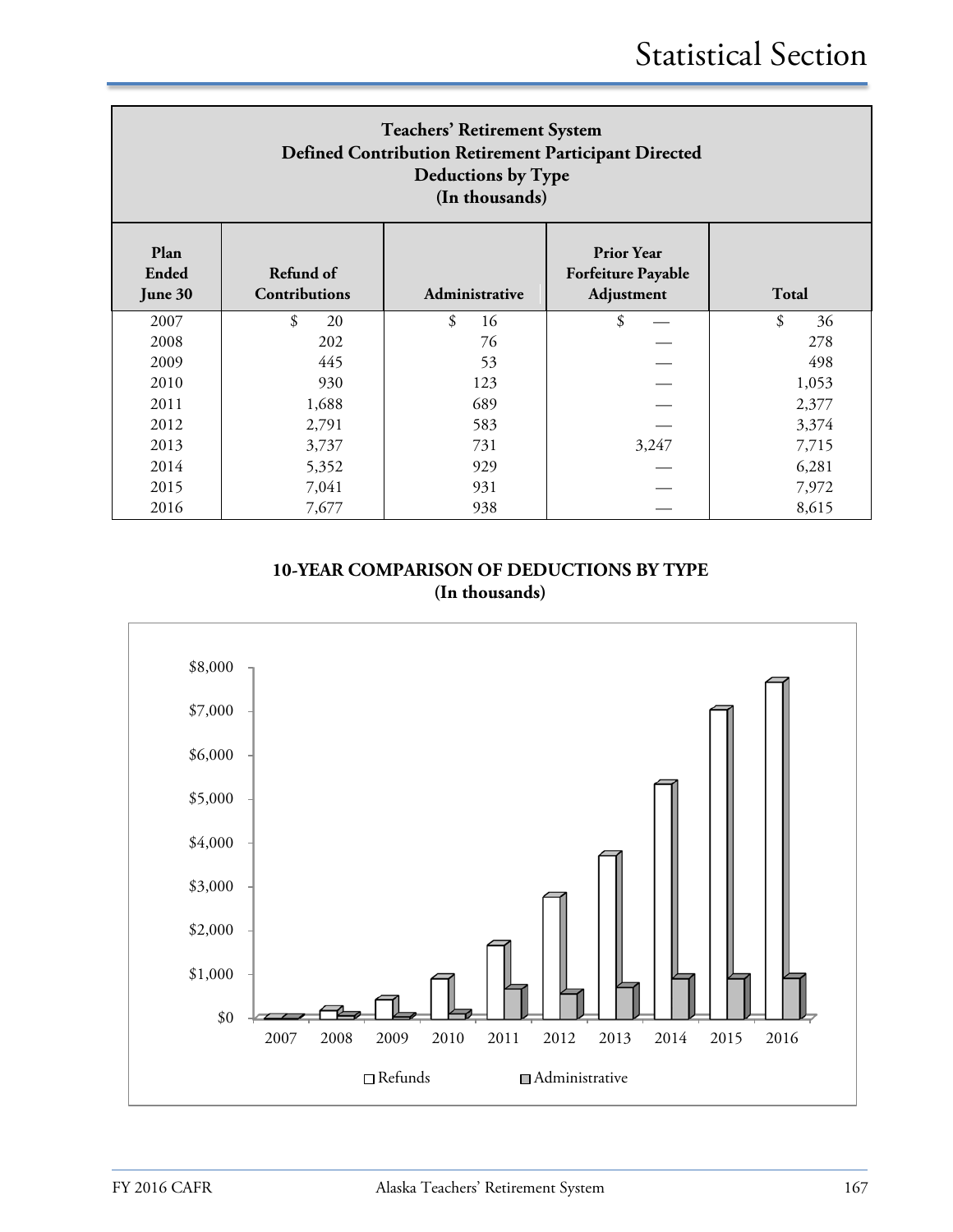# Statistical Section

## Teachers' Retirement System
## Defined Contribution Retirement Participant Directed
## Deductions by Type
## (In thousands)

| Plan Ended June 30 | Refund of Contributions | Administrative | Prior Year Forfeiture Payable Adjustment | Total |
|---|---|---|---|---|
| 2007 | $ 20 | $ 16 | $ — | $ 36 |
| 2008 | 202 | 76 | — | 278 |
| 2009 | 445 | 53 | — | 498 |
| 2010 | 930 | 123 | — | 1,053 |
| 2011 | 1,688 | 689 | — | 2,377 |
| 2012 | 2,791 | 583 | — | 3,374 |
| 2013 | 3,737 | 731 | 3,247 | 7,715 |
| 2014 | 5,352 | 929 | — | 6,281 |
| 2015 | 7,041 | 931 | — | 7,972 |
| 2016 | 7,677 | 938 | — | 8,615 |

**10-YEAR COMPARISON OF DEDUCTIONS BY TYPE**
**(In thousands)**

$8,000
$7,000
$6,000
$5,000
$4,000
$3,000
$2,000
$1,000
$0

2007 2008 2009 2010 2011 2012 2013 2014 2015 2016

Refunds
Administrative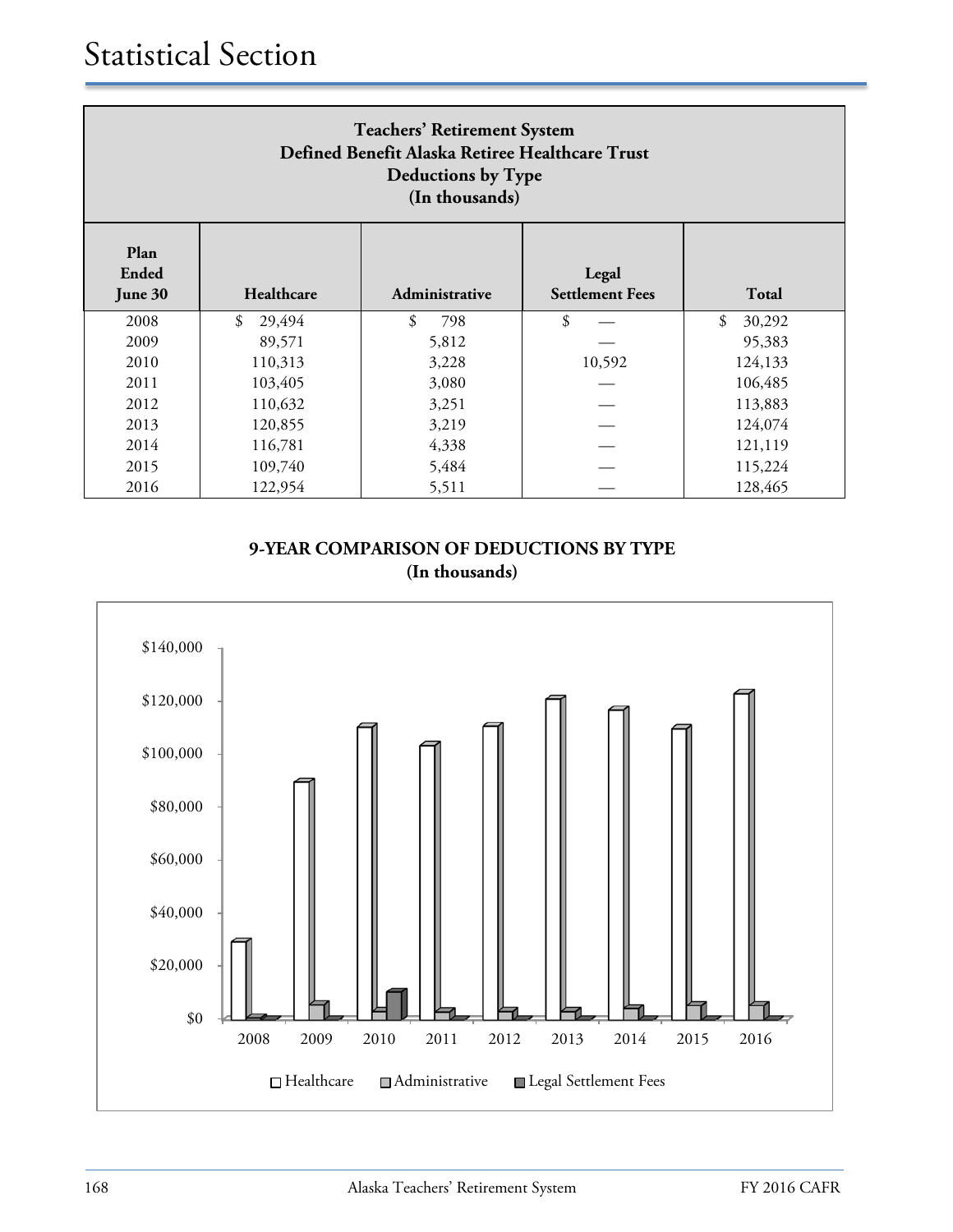# Statistical Section

**Teachers' Retirement System**
**Defined Benefit Alaska Retiree Healthcare Trust**
**Deductions by Type**
**(In thousands)**

| Plan Ended June 30 | Healthcare | Administrative | Legal Settlement Fees | Total |
|---|---|---|---|---|
| 2008 | $ 29,494 | $ 798 | $ — | $ 30,292 |
| 2009 | 89,571 | 5,812 | — | 95,383 |
| 2010 | 110,313 | 3,228 | 10,592 | 124,133 |
| 2011 | 103,405 | 3,080 | — | 106,485 |
| 2012 | 110,632 | 3,251 | — | 113,883 |
| 2013 | 120,855 | 3,219 | — | 124,074 |
| 2014 | 116,781 | 4,338 | — | 121,119 |
| 2015 | 109,740 | 5,484 | — | 115,224 |
| 2016 | 122,954 | 5,511 | — | 128,465 |

**9-YEAR COMPARISON OF DEDUCTIONS BY TYPE**
**(In thousands)**

$140,000
$120,000
$100,000
$80,000
$60,000
$40,000
$20,000
$0

2008 2009 2010 2011 2012 2013 2014 2015 2016

Healthcare Administrative Legal Settlement Fees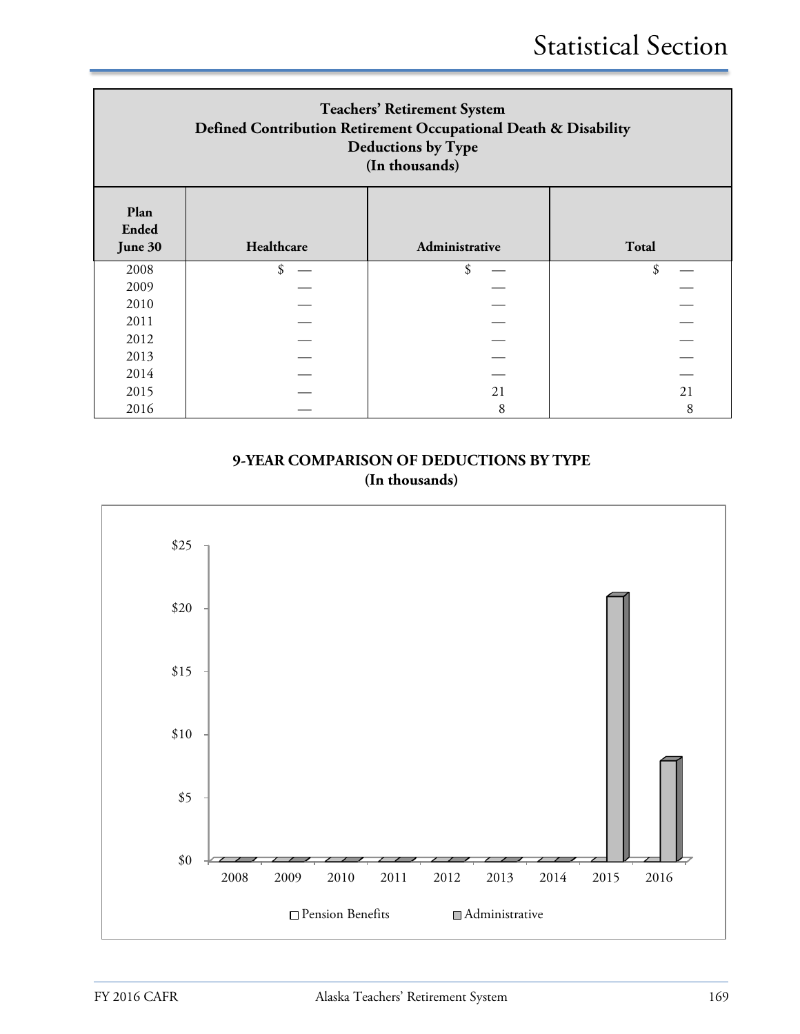# Statistical Section

## Teachers' Retirement System
## Defined Contribution Retirement Occupational Death & Disability
## Deductions by Type
## (In thousands)

| Plan Ended June 30 | Healthcare | Administrative | Total |
|---|---|---|---|
| 2008 | $ — | $ — | $ — |
| 2009 | — | — | — |
| 2010 | — | — | — |
| 2011 | — | — | — |
| 2012 | — | — | — |
| 2013 | — | — | — |
| 2014 | — | — | — |
| 2015 | — | 21 | 21 |
| 2016 | — | 8 | 8 |

**9-YEAR COMPARISON OF DEDUCTIONS BY TYPE**
**(In thousands)**

$25
$20
$15
$10
$5
$0

2008 2009 2010 2011 2012 2013 2014 2015 2016

Pension Benefits
Administrative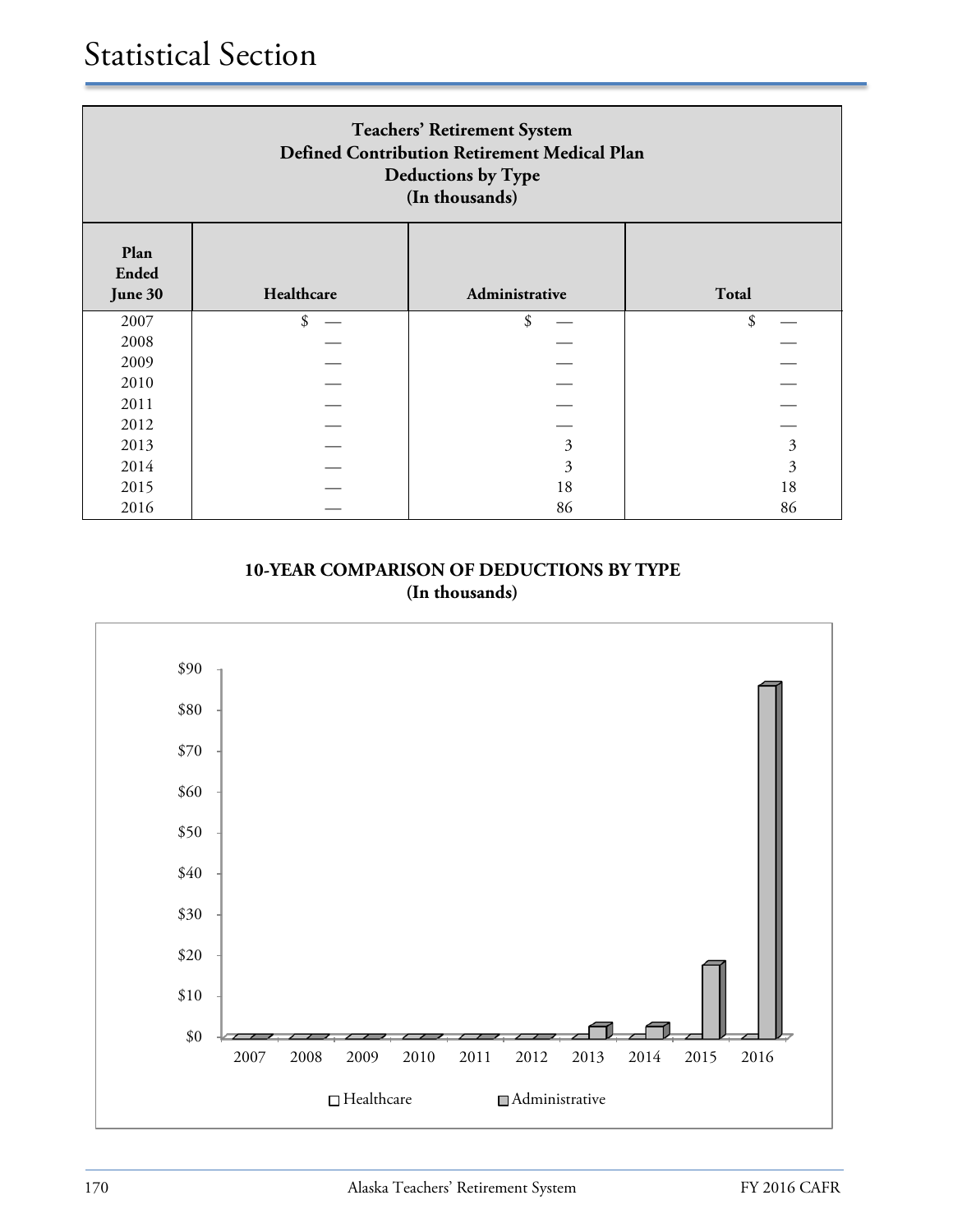# Statistical Section

**Teachers' Retirement System**
**Defined Contribution Retirement Medical Plan**
**Deductions by Type**
**(In thousands)**

| Plan Ended June 30 | Healthcare | Administrative | Total |
|---|---|---|---|
| 2007 | $ — | $ — | $ — |
| 2008 | — | — | — |
| 2009 | — | — | — |
| 2010 | — | — | — |
| 2011 | — | — | — |
| 2012 | — | — | — |
| 2013 | — | 3 | 3 |
| 2014 | — | 3 | 3 |
| 2015 | — | 18 | 18 |
| 2016 | — | 86 | 86 |

**10-YEAR COMPARISON OF DEDUCTIONS BY TYPE**
**(In thousands)**

$90
$80
$70
$60
$50
$40
$30
$20
$10
$0

2007 2008 2009 2010 2011 2012 2013 2014 2015 2016

Healthcare
Administrative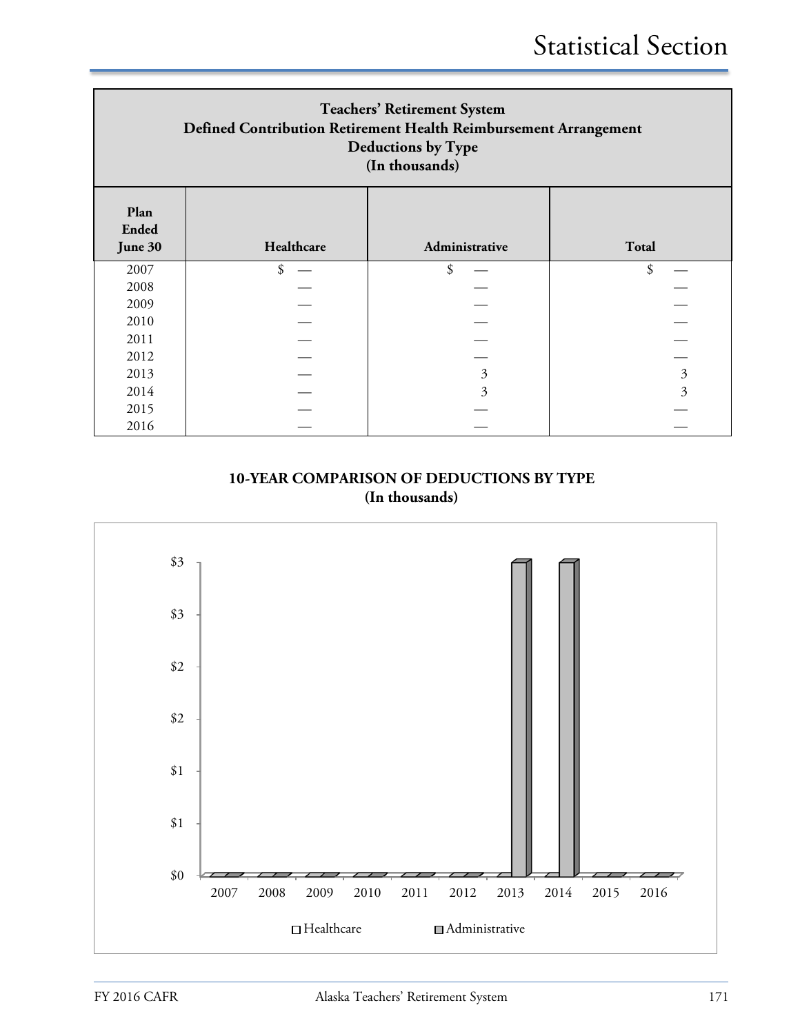| Teachers' Retirement System<br>Defined Contribution Retirement Health Reimbursement Arrangement<br>Deductions by Type<br>(In thousands) | | | |
|---|---|---|---|
| Plan Ended June 30 | Healthcare | Administrative | Total |
| 2007 | $ — | $ — | $ — |
| 2008 | — | — | — |
| 2009 | — | — | — |
| 2010 | — | — | — |
| 2011 | — | — | — |
| 2012 | — | — | — |
| 2013 | — | 3 | 3 |
| 2014 | — | 3 | 3 |
| 2015 | — | — | — |
| 2016 | — | — | — |

**10-YEAR COMPARISON OF DEDUCTIONS BY TYPE**
**(In thousands)**

$3
$3
$2
$2
$1
$1
$0

2007 2008 2009 2010 2011 2012 2013 2014 2015 2016

Healthcare
Administrative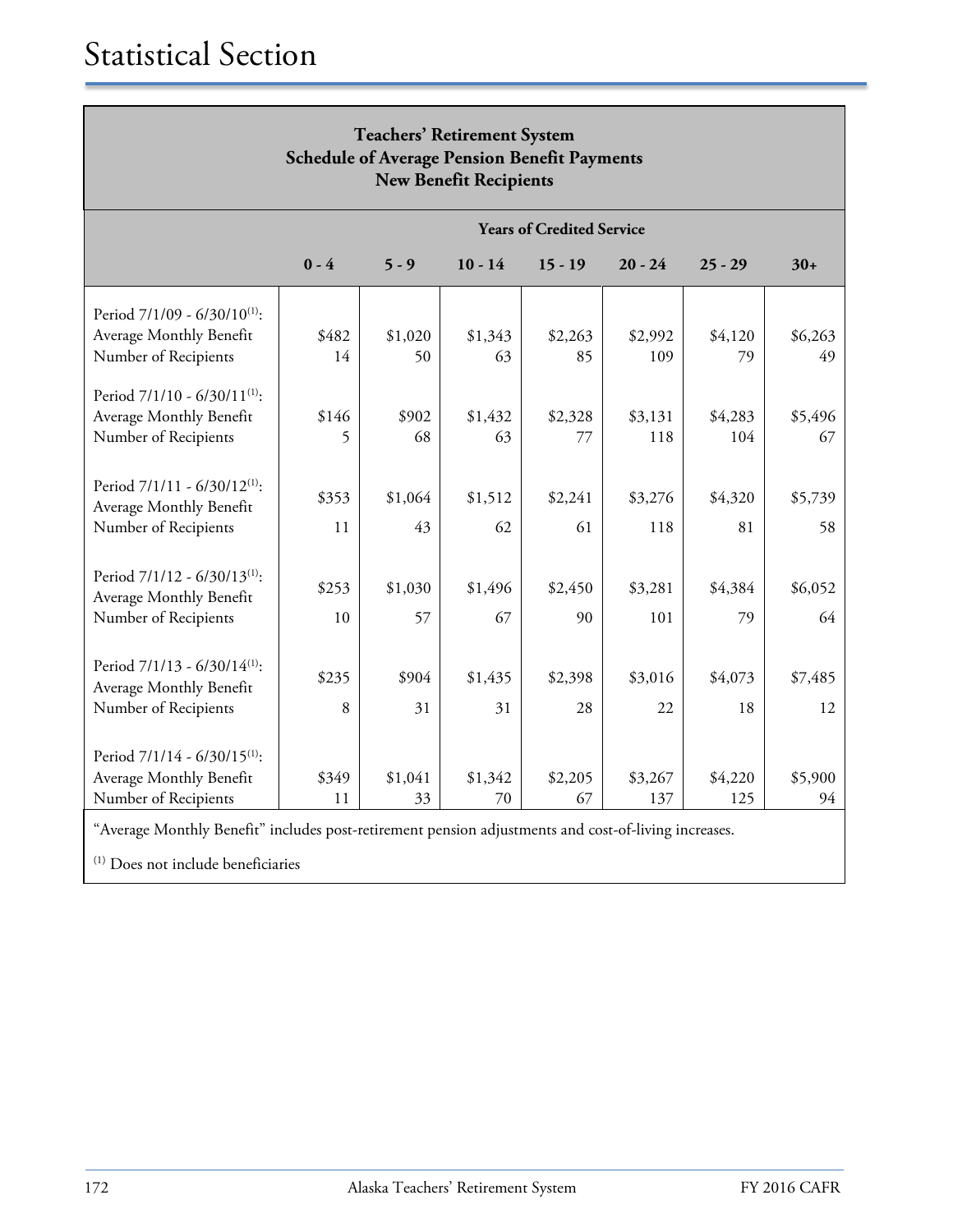# Statistical Section

**Teachers' Retirement System**
**Schedule of Average Pension Benefit Payments**
**New Benefit Recipients**

| | Years of Credited Service | | | | | | |
|---|---|---|---|---|---|---|---|
| | **0 - 4** | **5 - 9** | **10 - 14** | **15 - 19** | **20 - 24** | **25 - 29** | **30+** |
| Period 7/1/09 - 6/30/10[1]: | | | | | | | |
| Average Monthly Benefit | $482 | $1,020 | $1,343 | $2,263 | $2,992 | $4,120 | $6,263 |
| Number of Recipients | 14 | 50 | 63 | 85 | 109 | 79 | 49 |
| Period 7/1/10 - 6/30/11[1]: | | | | | | | |
| Average Monthly Benefit | $146 | $902 | $1,432 | $2,328 | $3,131 | $4,283 | $5,496 |
| Number of Recipients | 5 | 68 | 63 | 77 | 118 | 104 | 67 |
| Period 7/1/11 - 6/30/12[1]: | | | | | | | |
| Average Monthly Benefit | $353 | $1,064 | $1,512 | $2,241 | $3,276 | $4,320 | $5,739 |
| Number of Recipients | 11 | 43 | 62 | 61 | 118 | 81 | 58 |
| Period 7/1/12 - 6/30/13[1]: | | | | | | | |
| Average Monthly Benefit | $253 | $1,030 | $1,496 | $2,450 | $3,281 | $4,384 | $6,052 |
| Number of Recipients | 10 | 57 | 67 | 90 | 101 | 79 | 64 |
| Period 7/1/13 - 6/30/14[1]: | | | | | | | |
| Average Monthly Benefit | $235 | $904 | $1,435 | $2,398 | $3,016 | $4,073 | $7,485 |
| Number of Recipients | 8 | 31 | 31 | 28 | 22 | 18 | 12 |
| Period 7/1/14 - 6/30/15[1]: | | | | | | | |
| Average Monthly Benefit | $349 | $1,041 | $1,342 | $2,205 | $3,267 | $4,220 | $5,900 |
| Number of Recipients | 11 | 33 | 70 | 67 | 137 | 125 | 94 |

"Average Monthly Benefit" includes post-retirement pension adjustments and cost-of-living increases.

[1] Does not include beneficiaries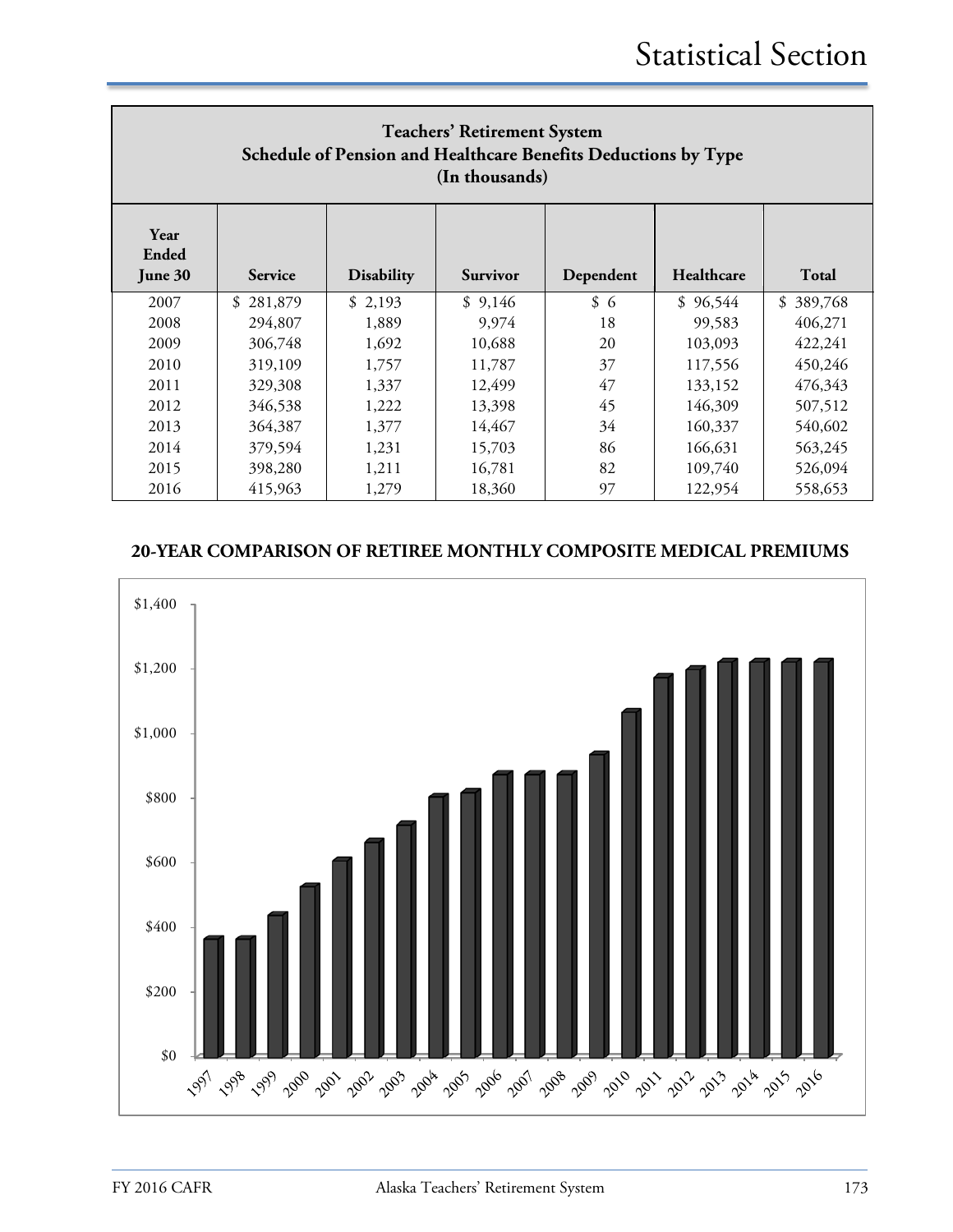# Statistical Section

**Teachers' Retirement System**
**Schedule of Pension and Healthcare Benefits Deductions by Type**
**(In thousands)**

| Year Ended June 30 | Service | Disability | Survivor | Dependent | Healthcare | Total |
|---|---|---|---|---|---|---|
| 2007 | $ 281,879 | $ 2,193 | $ 9,146 | $ 6 | $ 96,544 | $ 389,768 |
| 2008 | 294,807 | 1,889 | 9,974 | 18 | 99,583 | 406,271 |
| 2009 | 306,748 | 1,692 | 10,688 | 20 | 103,093 | 422,241 |
| 2010 | 319,109 | 1,757 | 11,787 | 37 | 117,556 | 450,246 |
| 2011 | 329,308 | 1,337 | 12,499 | 47 | 133,152 | 476,343 |
| 2012 | 346,538 | 1,222 | 13,398 | 45 | 146,309 | 507,512 |
| 2013 | 364,387 | 1,377 | 14,467 | 34 | 160,337 | 540,602 |
| 2014 | 379,594 | 1,231 | 15,703 | 86 | 166,631 | 563,245 |
| 2015 | 398,280 | 1,211 | 16,781 | 82 | 109,740 | 526,094 |
| 2016 | 415,963 | 1,279 | 18,360 | 97 | 122,954 | 558,653 |

**20-YEAR COMPARISON OF RETIREE MONTHLY COMPOSITE MEDICAL PREMIUMS**

$1,400
$1,200
$1,000
$800
$600
$400
$200
$0

1997 1998 1999 2000 2001 2002 2003 2004 2005 2006 2007 2008 2009 2010 2011 2012 2013 2014 2015 2016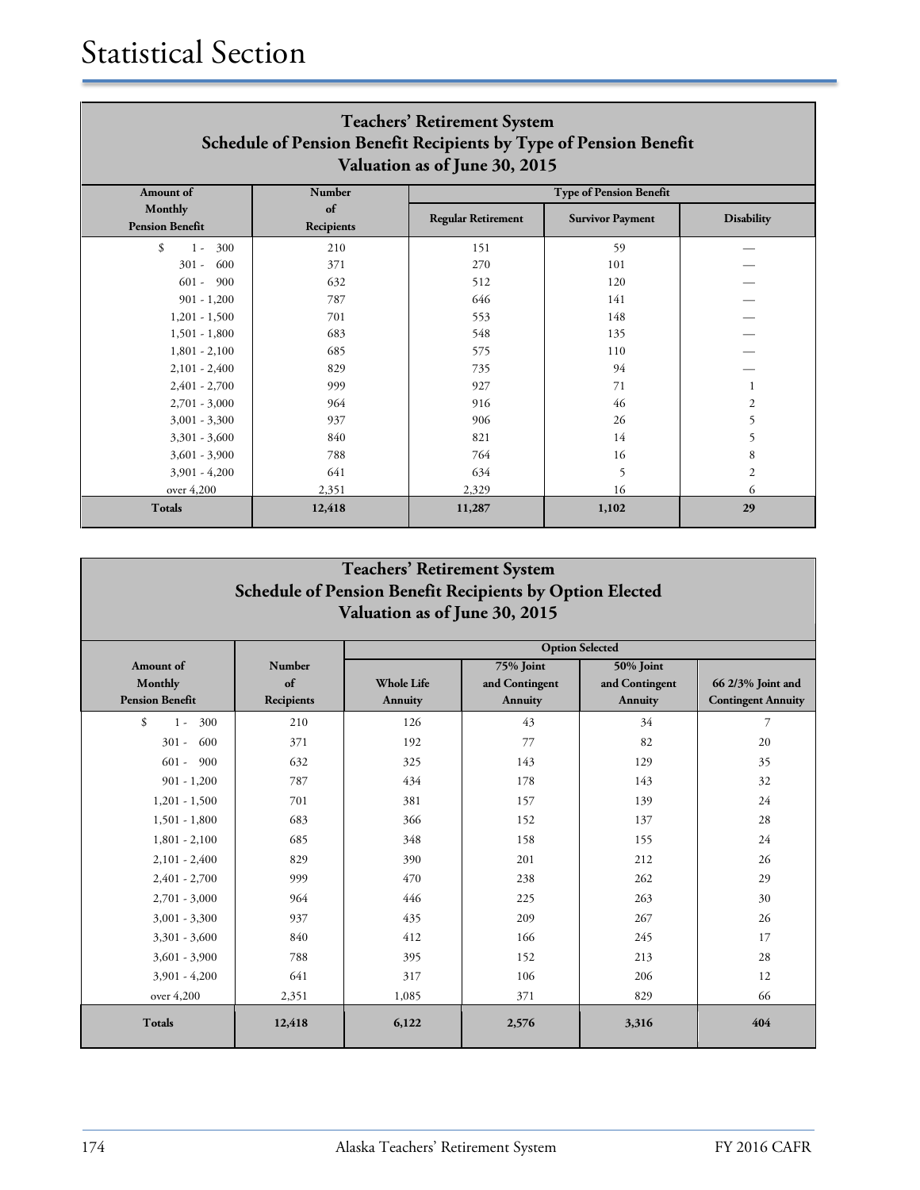# Statistical Section

## Teachers' Retirement System
## Schedule of Pension Benefit Recipients by Type of Pension Benefit
## Valuation as of June 30, 2015

| Amount of Monthly Pension Benefit | Number of Recipients | Type of Pension Benefit | | |
|---|---|---|---|---|
| | | Regular Retirement | Survivor Payment | Disability |
| $ 1 - 300 | 210 | 151 | 59 | — |
| 301 - 600 | 371 | 270 | 101 | — |
| 601 - 900 | 632 | 512 | 120 | — |
| 901 - 1,200 | 787 | 646 | 141 | — |
| 1,201 - 1,500 | 701 | 553 | 148 | — |
| 1,501 - 1,800 | 683 | 548 | 135 | — |
| 1,801 - 2,100 | 685 | 575 | 110 | — |
| 2,101 - 2,400 | 829 | 735 | 94 | — |
| 2,401 - 2,700 | 999 | 927 | 71 | 1 |
| 2,701 - 3,000 | 964 | 916 | 46 | 2 |
| 3,001 - 3,300 | 937 | 906 | 26 | 5 |
| 3,301 - 3,600 | 840 | 821 | 14 | 5 |
| 3,601 - 3,900 | 788 | 764 | 16 | 8 |
| 3,901 - 4,200 | 641 | 634 | 5 | 2 |
| over 4,200 | 2,351 | 2,329 | 16 | 6 |
| **Totals** | **12,418** | **11,287** | **1,102** | **29** |

## Teachers' Retirement System
## Schedule of Pension Benefit Recipients by Option Elected
## Valuation as of June 30, 2015

| Amount of Monthly Pension Benefit | Number of Recipients | Option Selected | | | |
|---|---|---|---|---|---|
| | | Whole Life Annuity | 75% Joint and Contingent Annuity | 50% Joint and Contingent Annuity | 66 2/3% Joint and Contingent Annuity |
| $ 1 - 300 | 210 | 126 | 43 | 34 | 7 |
| 301 - 600 | 371 | 192 | 77 | 82 | 20 |
| 601 - 900 | 632 | 325 | 143 | 129 | 35 |
| 901 - 1,200 | 787 | 434 | 178 | 143 | 32 |
| 1,201 - 1,500 | 701 | 381 | 157 | 139 | 24 |
| 1,501 - 1,800 | 683 | 366 | 152 | 137 | 28 |
| 1,801 - 2,100 | 685 | 348 | 158 | 155 | 24 |
| 2,101 - 2,400 | 829 | 390 | 201 | 212 | 26 |
| 2,401 - 2,700 | 999 | 470 | 238 | 262 | 29 |
| 2,701 - 3,000 | 964 | 446 | 225 | 263 | 30 |
| 3,001 - 3,300 | 937 | 435 | 209 | 267 | 26 |
| 3,301 - 3,600 | 840 | 412 | 166 | 245 | 17 |
| 3,601 - 3,900 | 788 | 395 | 152 | 213 | 28 |
| 3,901 - 4,200 | 641 | 317 | 106 | 206 | 12 |
| over 4,200 | 2,351 | 1,085 | 371 | 829 | 66 |
| **Totals** | **12,418** | **6,122** | **2,576** | **3,316** | **404** |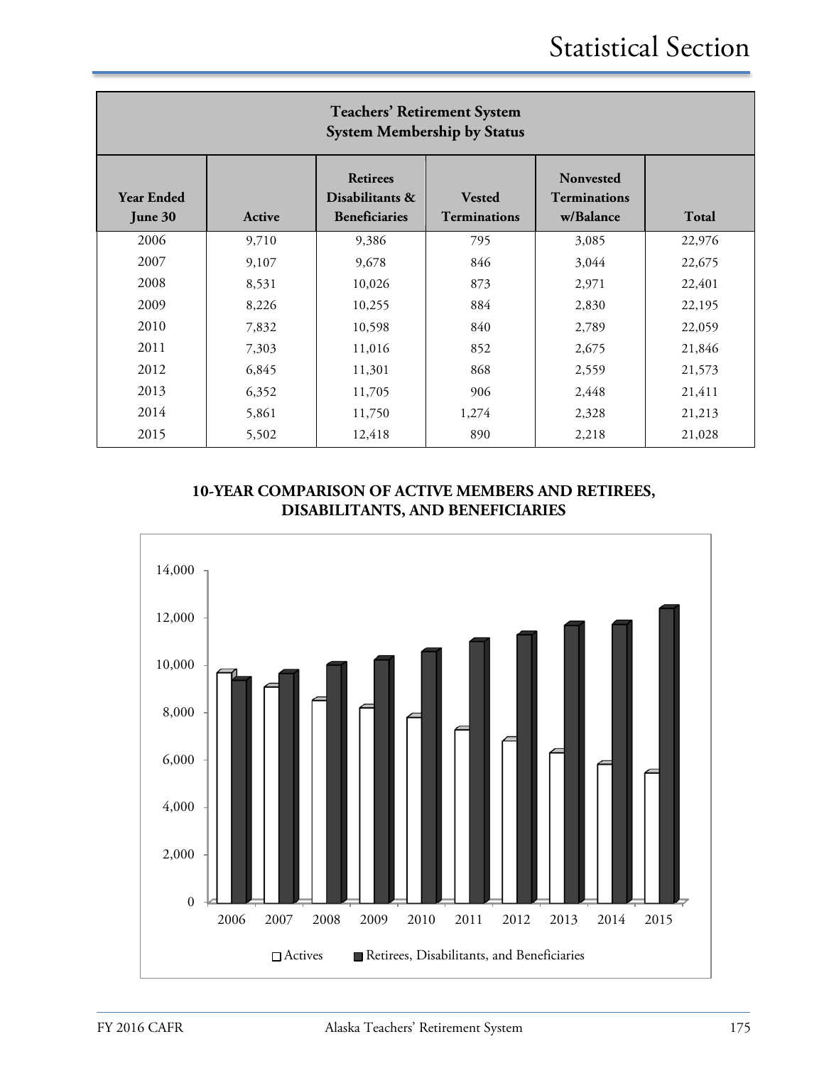## Teachers' Retirement System
### System Membership by Status

| Year Ended June 30 | Active | Retirees Disabilitants & Beneficiaries | Vested Terminations | Nonvested Terminations w/Balance | Total |
|---|---|---|---|---|---|
| 2006 | 9,710 | 9,386 | 795 | 3,085 | 22,976 |
| 2007 | 9,107 | 9,678 | 846 | 3,044 | 22,675 |
| 2008 | 8,531 | 10,026 | 873 | 2,971 | 22,401 |
| 2009 | 8,226 | 10,255 | 884 | 2,830 | 22,195 |
| 2010 | 7,832 | 10,598 | 840 | 2,789 | 22,059 |
| 2011 | 7,303 | 11,016 | 852 | 2,675 | 21,846 |
| 2012 | 6,845 | 11,301 | 868 | 2,559 | 21,573 |
| 2013 | 6,352 | 11,705 | 906 | 2,448 | 21,411 |
| 2014 | 5,861 | 11,750 | 1,274 | 2,328 | 21,213 |
| 2015 | 5,502 | 12,418 | 890 | 2,218 | 21,028 |

**10-YEAR COMPARISON OF ACTIVE MEMBERS AND RETIREES, DISABILITANTS, AND BENEFICIARIES**

14,000
12,000
10,000
8,000
6,000
4,000
2,000
0

2006 2007 2008 2009 2010 2011 2012 2013 2014 2015

Actives
Retirees, Disabilitants, and Beneficiaries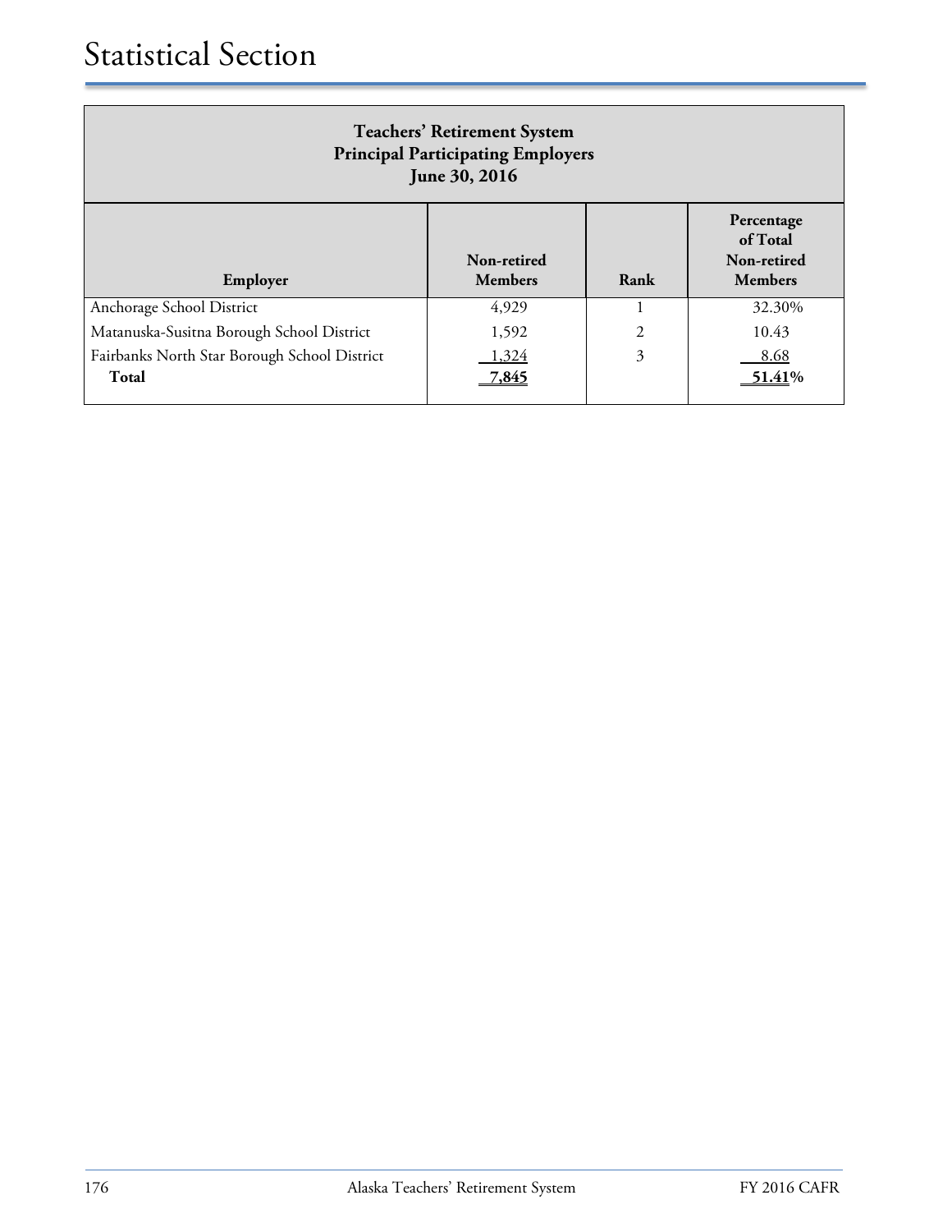# Statistical Section

**Teachers' Retirement System**
**Principal Participating Employers**
**June 30, 2016**

| Employer | Non-retired Members | Rank | Percentage of Total Non-retired Members |
|---|---|---|---|
| Anchorage School District | 4,929 | 1 | 32.30% |
| Matanuska-Susitna Borough School District | 1,592 | 2 | 10.43 |
| Fairbanks North Star Borough School District | 1,324 | 3 | 8.68 |
| **Total** | **7,845** | | **51.41%** |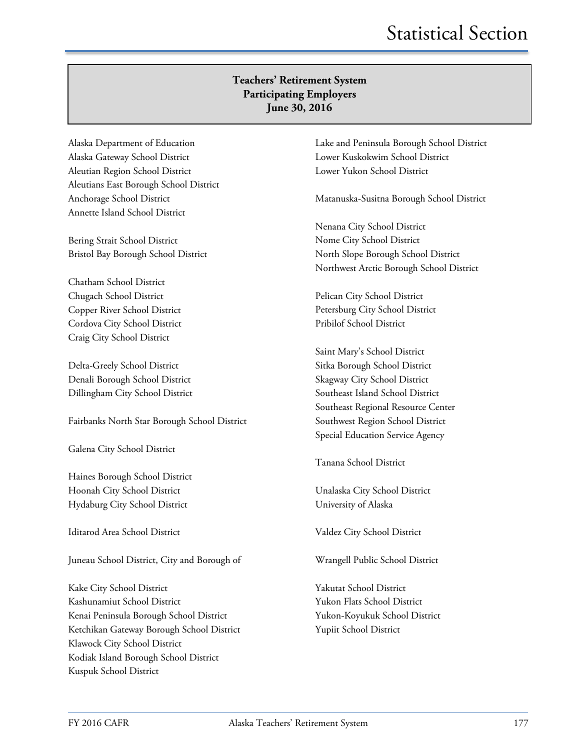# Teachers' Retirement System
## Participating Employers
## June 30, 2016

Alaska Department of Education
Alaska Gateway School District
Aleutian Region School District
Aleutians East Borough School District
Anchorage School District
Annette Island School District

Bering Strait School District
Bristol Bay Borough School District

Chatham School District
Chugach School District
Copper River School District
Cordova City School District
Craig City School District

Delta-Greely School District
Denali Borough School District
Dillingham City School District

Fairbanks North Star Borough School District

Galena City School District

Haines Borough School District
Hoonah City School District
Hydaburg City School District

Iditarod Area School District

Juneau School District, City and Borough of

Kake City School District
Kashunamiut School District
Kenai Peninsula Borough School District
Ketchikan Gateway Borough School District
Klawock City School District
Kodiak Island Borough School District
Kuspuk School District

Lake and Peninsula Borough School District
Lower Kuskokwim School District
Lower Yukon School District

Matanuska-Susitna Borough School District

Nenana City School District
Nome City School District
North Slope Borough School District
Northwest Arctic Borough School District

Pelican City School District
Petersburg City School District
Pribilof School District

Saint Mary's School District
Sitka Borough School District
Skagway City School District
Southeast Island School District
Southeast Regional Resource Center
Southwest Region School District
Special Education Service Agency

Tanana School District

Unalaska City School District
University of Alaska

Valdez City School District

Wrangell Public School District

Yakutat School District
Yukon Flats School District
Yukon-Koyukuk School District
Yupiit School District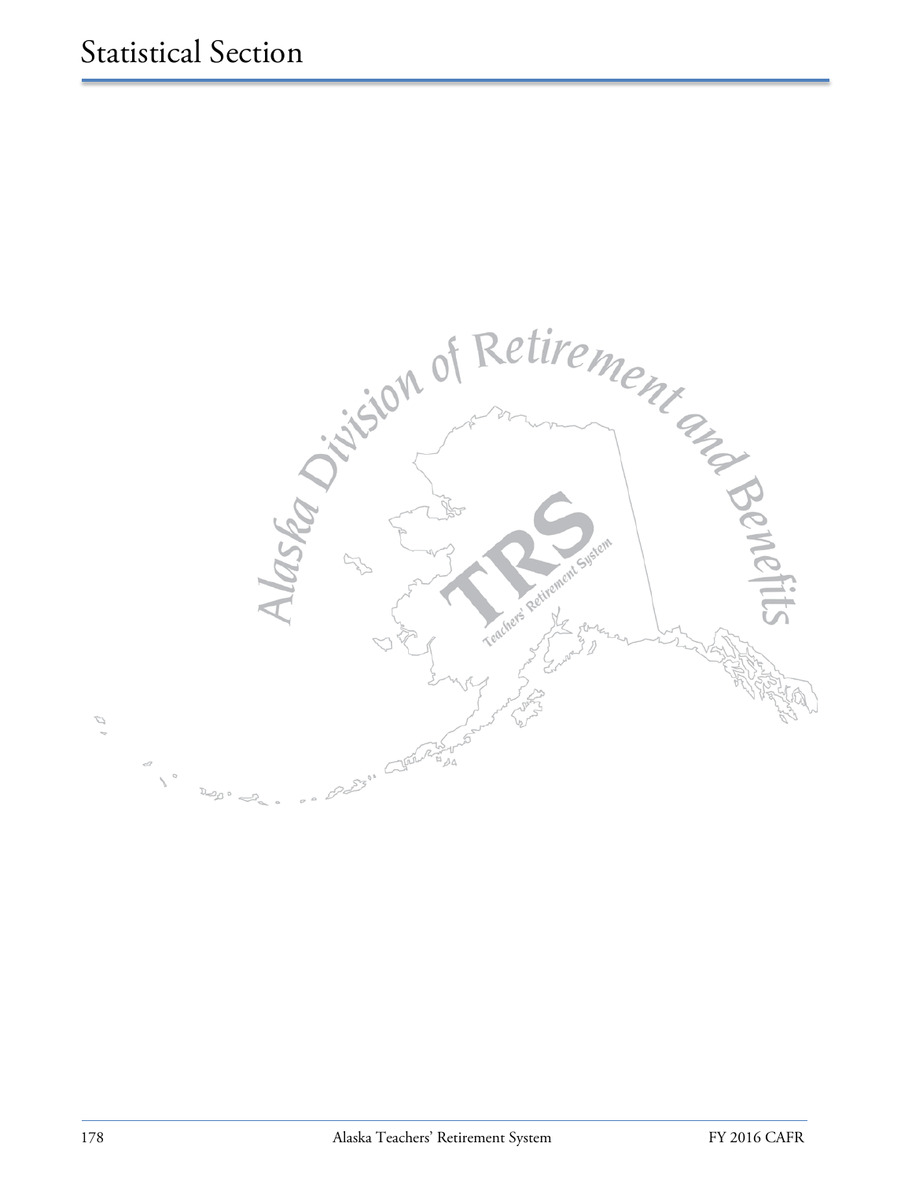# Statistical Section